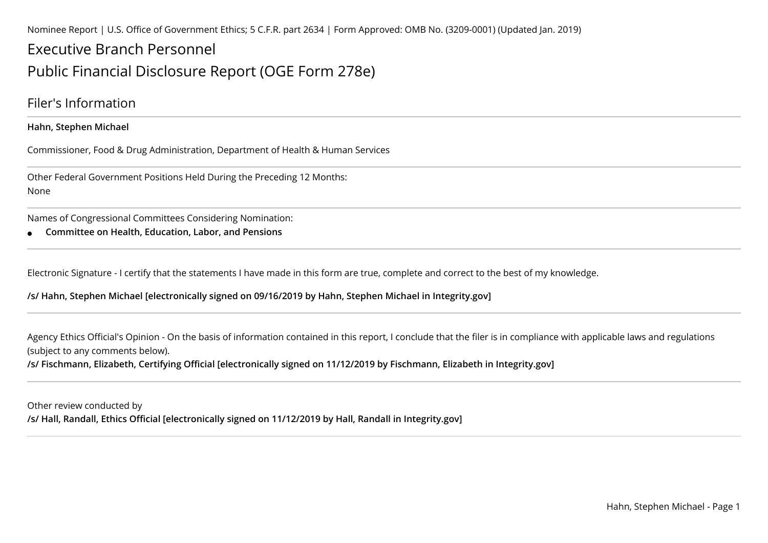Nominee Report | U.S. Office of Government Ethics; 5 C.F.R. part 2634 | Form Approved: OMB No. (3209-0001) (Updated Jan. 2019)

# Executive Branch Personnel

# Public Financial Disclosure Report (OGE Form 278e)

## Filer's Information

**Hahn, Stephen Michael**

Commissioner, Food & Drug Administration, Department of Health & Human Services

---

Other Federal Government Positions Held During the Preceding 12 Months:

None

---

Names of Congressional Committees Considering Nomination:

- **Committee on Health, Education, Labor, and Pensions**

---

Electronic Signature - I certify that the statements I have made in this form are true, complete and correct to the best of my knowledge.

**/s/ Hahn, Stephen Michael [electronically signed on 09/16/2019 by Hahn, Stephen Michael in Integrity.gov]**

---

Agency Ethics Official's Opinion - On the basis of information contained in this report, I conclude that the filer is in compliance with applicable laws and regulations (subject to any comments below).

**/s/ Fischmann, Elizabeth, Certifying Official [electronically signed on 11/12/2019 by Fischmann, Elizabeth in Integrity.gov]**

---

Other review conducted by

**/s/ Hall, Randall, Ethics Official [electronically signed on 11/12/2019 by Hall, Randall in Integrity.gov]**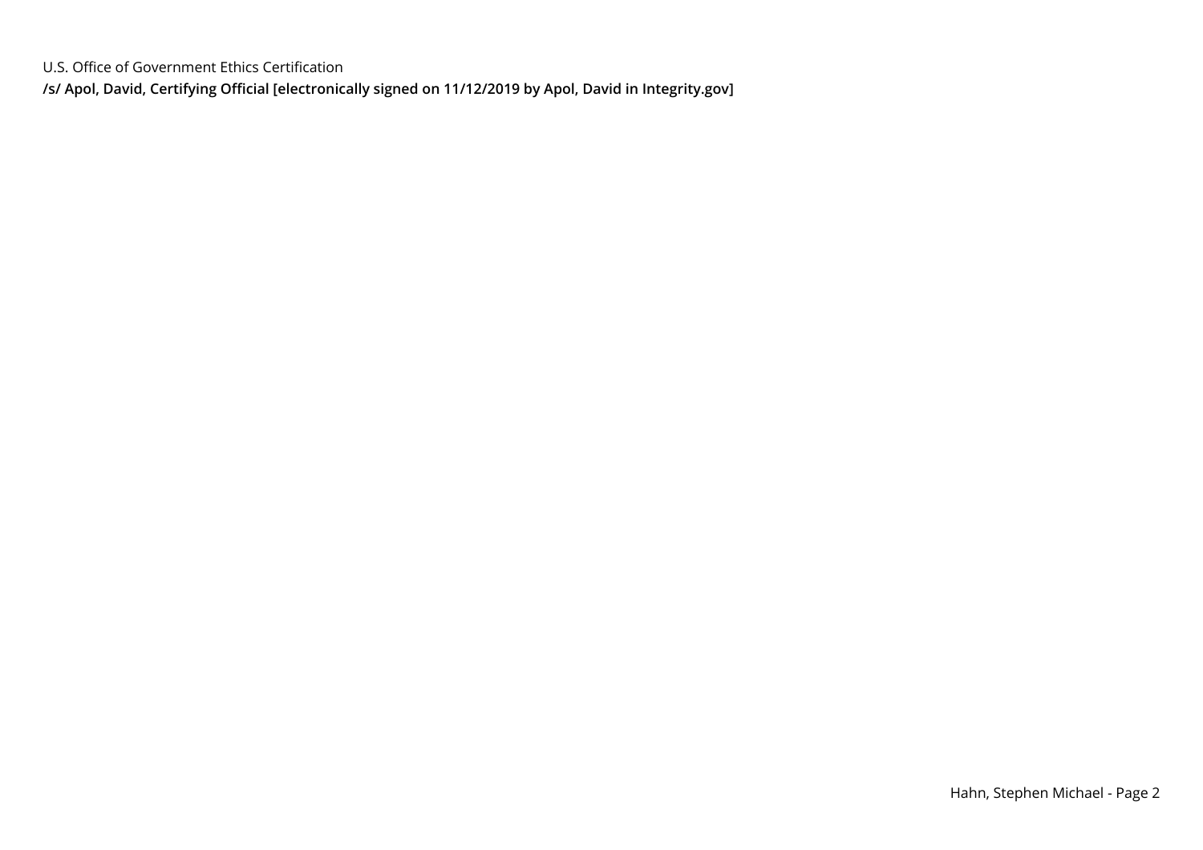U.S. Office of Government Ethics Certification

**/s/ Apol, David, Certifying Official [electronically signed on 11/12/2019 by Apol, David in Integrity.gov]**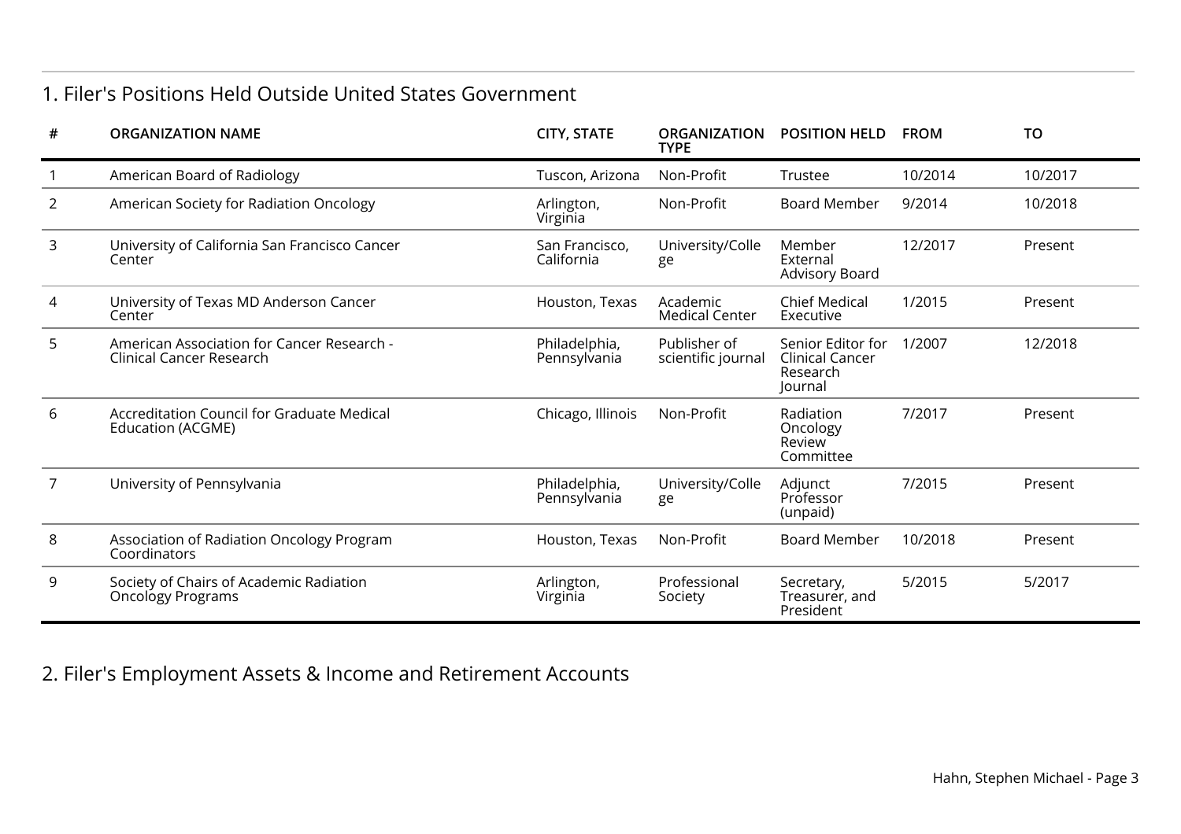## 1. Filer's Positions Held Outside United States Government

| # | ORGANIZATION NAME | CITY, STATE | ORGANIZATION TYPE | POSITION HELD | FROM | TO |
|---|---|---|---|---|---|---|
| 1 | American Board of Radiology | Tuscon, Arizona | Non-Profit | Trustee | 10/2014 | 10/2017 |
| 2 | American Society for Radiation Oncology | Arlington, Virginia | Non-Profit | Board Member | 9/2014 | 10/2018 |
| 3 | University of California San Francisco Cancer Center | San Francisco, California | University/College | Member External Advisory Board | 12/2017 | Present |
| 4 | University of Texas MD Anderson Cancer Center | Houston, Texas | Academic Medical Center | Chief Medical Executive | 1/2015 | Present |
| 5 | American Association for Cancer Research - Clinical Cancer Research | Philadelphia, Pennsylvania | Publisher of scientific journal | Senior Editor for Clinical Cancer Research Journal | 1/2007 | 12/2018 |
| 6 | Accreditation Council for Graduate Medical Education (ACGME) | Chicago, Illinois | Non-Profit | Radiation Oncology Review Committee | 7/2017 | Present |
| 7 | University of Pennsylvania | Philadelphia, Pennsylvania | University/College | Adjunct Professor (unpaid) | 7/2015 | Present |
| 8 | Association of Radiation Oncology Program Coordinators | Houston, Texas | Non-Profit | Board Member | 10/2018 | Present |
| 9 | Society of Chairs of Academic Radiation Oncology Programs | Arlington, Virginia | Professional Society | Secretary, Treasurer, and President | 5/2015 | 5/2017 |

## 2. Filer's Employment Assets & Income and Retirement Accounts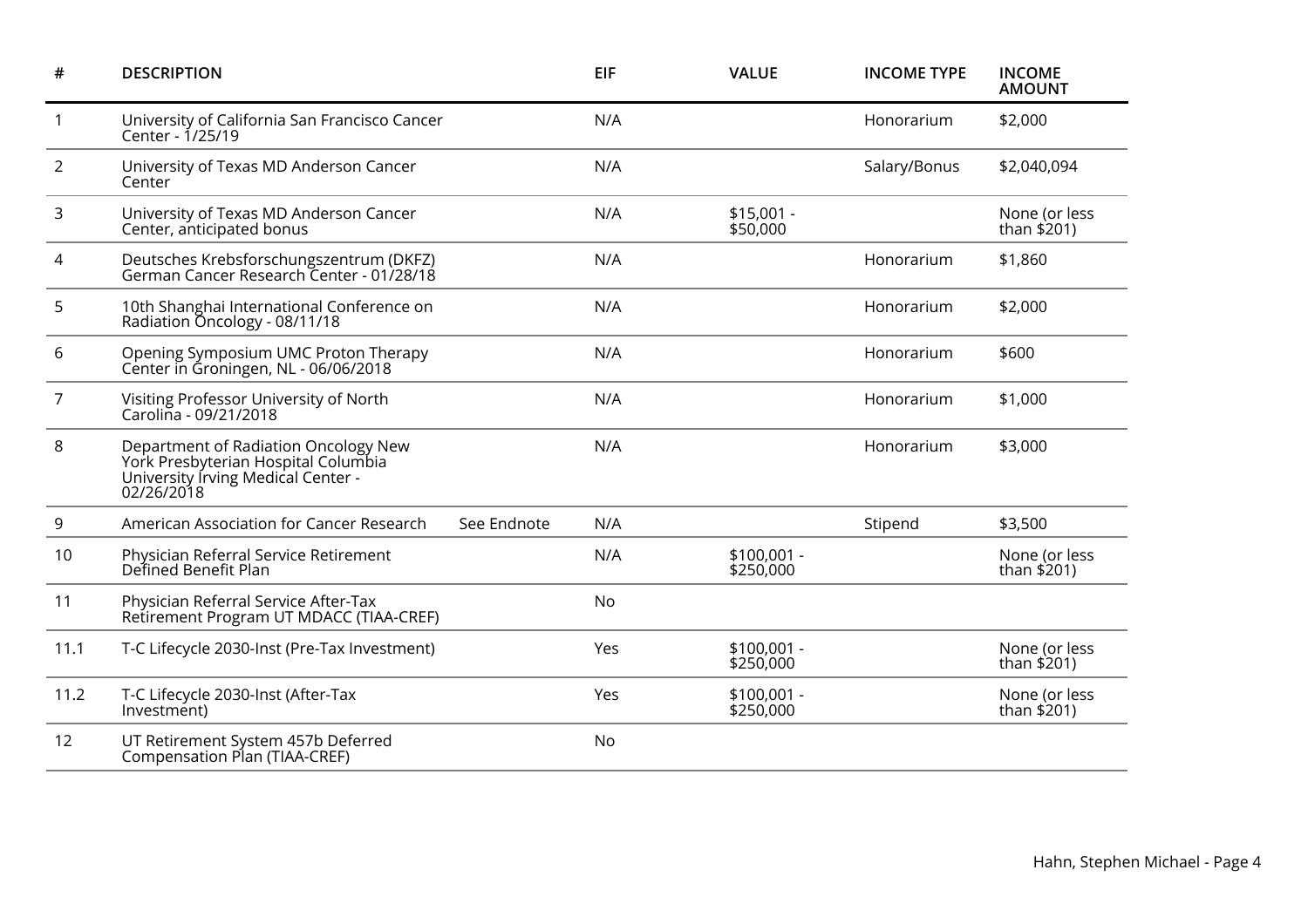| # | DESCRIPTION | | EIF | VALUE | INCOME TYPE | INCOME AMOUNT |
|---|---|---|---|---|---|---|
| 1 | University of California San Francisco Cancer Center - 1/25/19 | | N/A | | Honorarium | $2,000 |
| 2 | University of Texas MD Anderson Cancer Center | | N/A | | Salary/Bonus | $2,040,094 |
| 3 | University of Texas MD Anderson Cancer Center, anticipated bonus | | N/A | $15,001 - $50,000 | | None (or less than $201) |
| 4 | Deutsches Krebsforschungszentrum (DKFZ) German Cancer Research Center - 01/28/18 | | N/A | | Honorarium | $1,860 |
| 5 | 10th Shanghai International Conference on Radiation Oncology - 08/11/18 | | N/A | | Honorarium | $2,000 |
| 6 | Opening Symposium UMC Proton Therapy Center in Groningen, NL - 06/06/2018 | | N/A | | Honorarium | $600 |
| 7 | Visiting Professor University of North Carolina - 09/21/2018 | | N/A | | Honorarium | $1,000 |
| 8 | Department of Radiation Oncology New York Presbyterian Hospital Columbia University Irving Medical Center - 02/26/2018 | | N/A | | Honorarium | $3,000 |
| 9 | American Association for Cancer Research | See Endnote | N/A | | Stipend | $3,500 |
| 10 | Physician Referral Service Retirement Defined Benefit Plan | | N/A | $100,001 - $250,000 | | None (or less than $201) |
| 11 | Physician Referral Service After-Tax Retirement Program UT MDACC (TIAA-CREF) | | No | | | |
| 11.1 | T-C Lifecycle 2030-Inst (Pre-Tax Investment) | | Yes | $100,001 - $250,000 | | None (or less than $201) |
| 11.2 | T-C Lifecycle 2030-Inst (After-Tax Investment) | | Yes | $100,001 - $250,000 | | None (or less than $201) |
| 12 | UT Retirement System 457b Deferred Compensation Plan (TIAA-CREF) | | No | | | |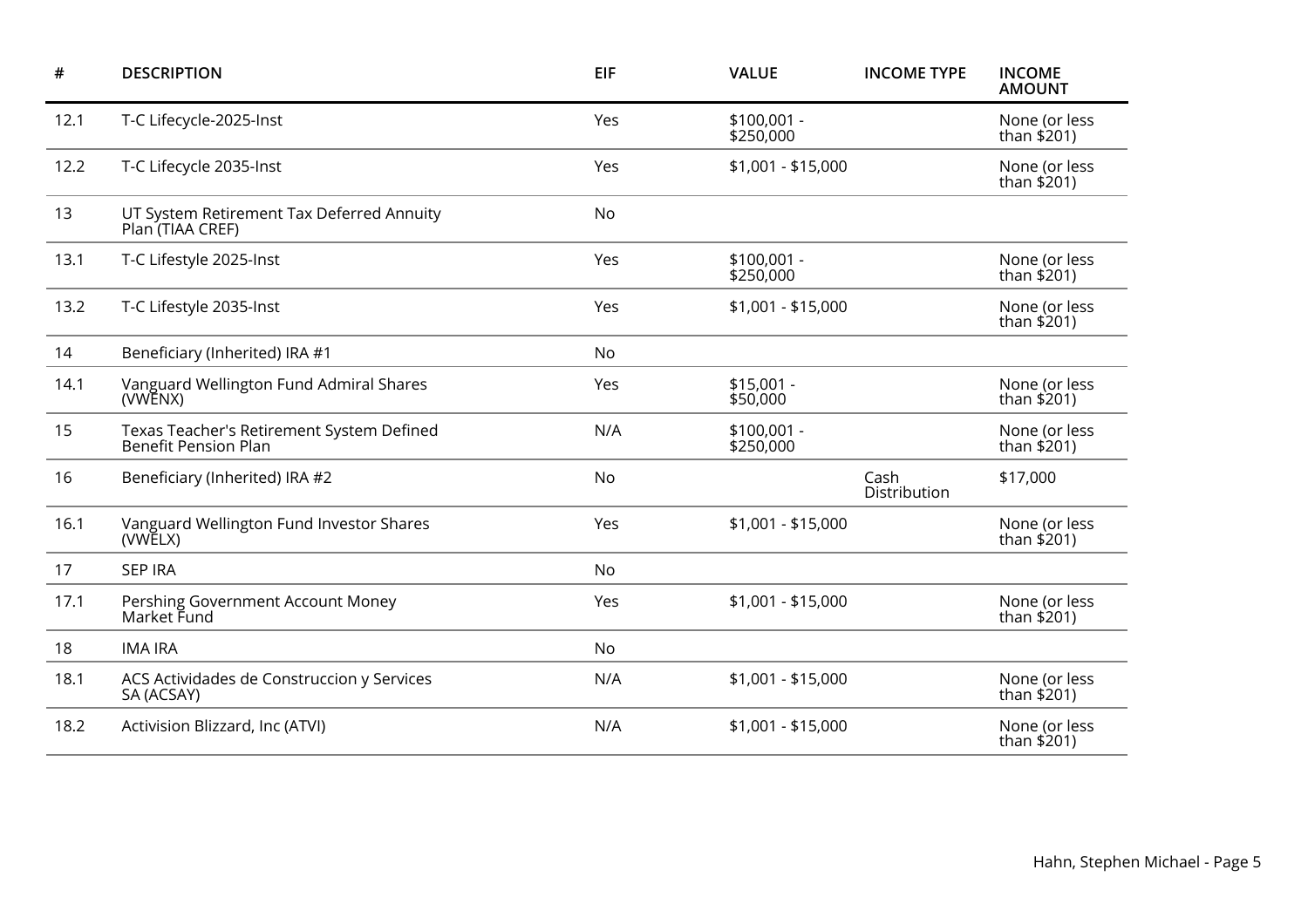| # | DESCRIPTION | EIF | VALUE | INCOME TYPE | INCOME AMOUNT |
|---|---|---|---|---|---|
| 12.1 | T-C Lifecycle-2025-Inst | Yes | $100,001 - $250,000 | | None (or less than $201) |
| 12.2 | T-C Lifecycle 2035-Inst | Yes | $1,001 - $15,000 | | None (or less than $201) |
| 13 | UT System Retirement Tax Deferred Annuity Plan (TIAA CREF) | No | | | |
| 13.1 | T-C Lifestyle 2025-Inst | Yes | $100,001 - $250,000 | | None (or less than $201) |
| 13.2 | T-C Lifestyle 2035-Inst | Yes | $1,001 - $15,000 | | None (or less than $201) |
| 14 | Beneficiary (Inherited) IRA #1 | No | | | |
| 14.1 | Vanguard Wellington Fund Admiral Shares (VWENX) | Yes | $15,001 - $50,000 | | None (or less than $201) |
| 15 | Texas Teacher's Retirement System Defined Benefit Pension Plan | N/A | $100,001 - $250,000 | | None (or less than $201) |
| 16 | Beneficiary (Inherited) IRA #2 | No | | Cash Distribution | $17,000 |
| 16.1 | Vanguard Wellington Fund Investor Shares (VWELX) | Yes | $1,001 - $15,000 | | None (or less than $201) |
| 17 | SEP IRA | No | | | |
| 17.1 | Pershing Government Account Money Market Fund | Yes | $1,001 - $15,000 | | None (or less than $201) |
| 18 | IMA IRA | No | | | |
| 18.1 | ACS Actividades de Construccion y Services SA (ACSAY) | N/A | $1,001 - $15,000 | | None (or less than $201) |
| 18.2 | Activision Blizzard, Inc (ATVI) | N/A | $1,001 - $15,000 | | None (or less than $201) |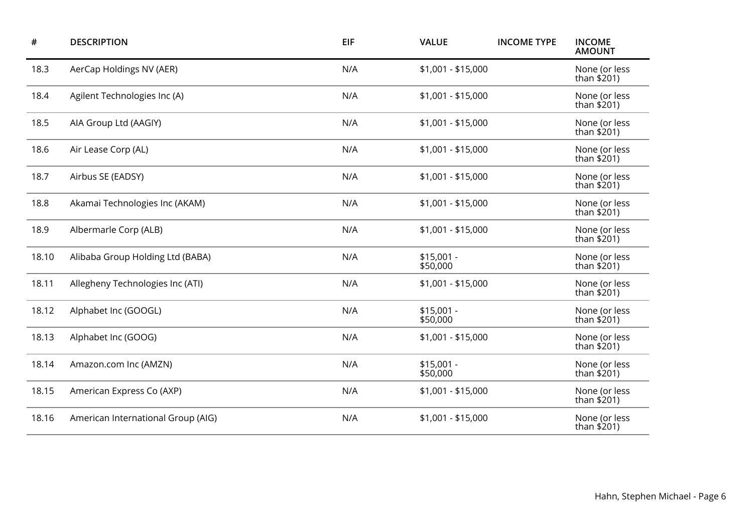| # | DESCRIPTION | EIF | VALUE | INCOME TYPE | INCOME AMOUNT |
|---|---|---|---|---|---|
| 18.3 | AerCap Holdings NV (AER) | N/A | $1,001 - $15,000 | | None (or less than $201) |
| 18.4 | Agilent Technologies Inc (A) | N/A | $1,001 - $15,000 | | None (or less than $201) |
| 18.5 | AIA Group Ltd (AAGIY) | N/A | $1,001 - $15,000 | | None (or less than $201) |
| 18.6 | Air Lease Corp (AL) | N/A | $1,001 - $15,000 | | None (or less than $201) |
| 18.7 | Airbus SE (EADSY) | N/A | $1,001 - $15,000 | | None (or less than $201) |
| 18.8 | Akamai Technologies Inc (AKAM) | N/A | $1,001 - $15,000 | | None (or less than $201) |
| 18.9 | Albermarle Corp (ALB) | N/A | $1,001 - $15,000 | | None (or less than $201) |
| 18.10 | Alibaba Group Holding Ltd (BABA) | N/A | $15,001 - $50,000 | | None (or less than $201) |
| 18.11 | Allegheny Technologies Inc (ATI) | N/A | $1,001 - $15,000 | | None (or less than $201) |
| 18.12 | Alphabet Inc (GOOGL) | N/A | $15,001 - $50,000 | | None (or less than $201) |
| 18.13 | Alphabet Inc (GOOG) | N/A | $1,001 - $15,000 | | None (or less than $201) |
| 18.14 | Amazon.com Inc (AMZN) | N/A | $15,001 - $50,000 | | None (or less than $201) |
| 18.15 | American Express Co (AXP) | N/A | $1,001 - $15,000 | | None (or less than $201) |
| 18.16 | American International Group (AIG) | N/A | $1,001 - $15,000 | | None (or less than $201) |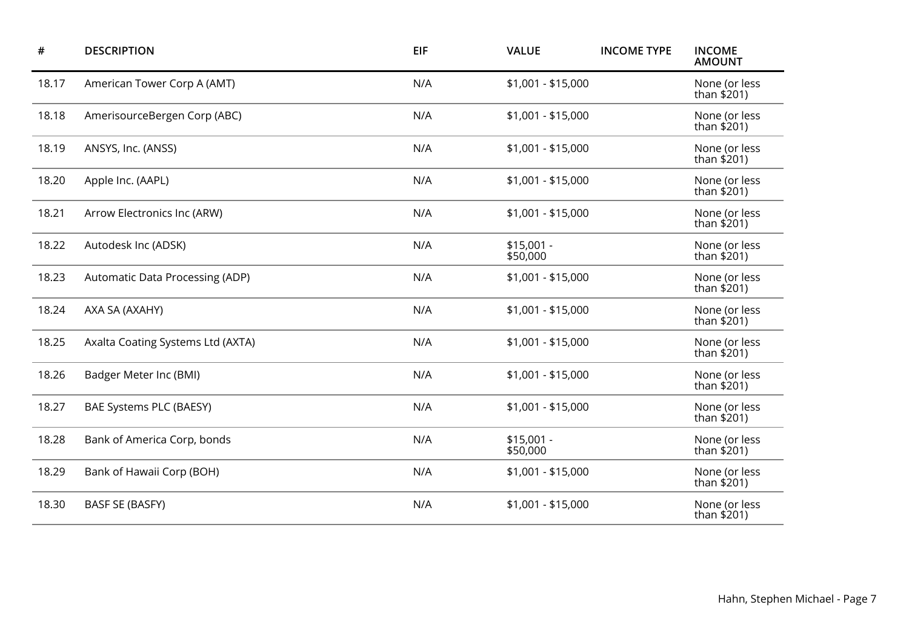| # | DESCRIPTION | EIF | VALUE | INCOME TYPE | INCOME AMOUNT |
|---|---|---|---|---|---|
| 18.17 | American Tower Corp A (AMT) | N/A | $1,001 - $15,000 | | None (or less than $201) |
| 18.18 | AmerisourceBergen Corp (ABC) | N/A | $1,001 - $15,000 | | None (or less than $201) |
| 18.19 | ANSYS, Inc. (ANSS) | N/A | $1,001 - $15,000 | | None (or less than $201) |
| 18.20 | Apple Inc. (AAPL) | N/A | $1,001 - $15,000 | | None (or less than $201) |
| 18.21 | Arrow Electronics Inc (ARW) | N/A | $1,001 - $15,000 | | None (or less than $201) |
| 18.22 | Autodesk Inc (ADSK) | N/A | $15,001 - $50,000 | | None (or less than $201) |
| 18.23 | Automatic Data Processing (ADP) | N/A | $1,001 - $15,000 | | None (or less than $201) |
| 18.24 | AXA SA (AXAHY) | N/A | $1,001 - $15,000 | | None (or less than $201) |
| 18.25 | Axalta Coating Systems Ltd (AXTA) | N/A | $1,001 - $15,000 | | None (or less than $201) |
| 18.26 | Badger Meter Inc (BMI) | N/A | $1,001 - $15,000 | | None (or less than $201) |
| 18.27 | BAE Systems PLC (BAESY) | N/A | $1,001 - $15,000 | | None (or less than $201) |
| 18.28 | Bank of America Corp, bonds | N/A | $15,001 - $50,000 | | None (or less than $201) |
| 18.29 | Bank of Hawaii Corp (BOH) | N/A | $1,001 - $15,000 | | None (or less than $201) |
| 18.30 | BASF SE (BASFY) | N/A | $1,001 - $15,000 | | None (or less than $201) |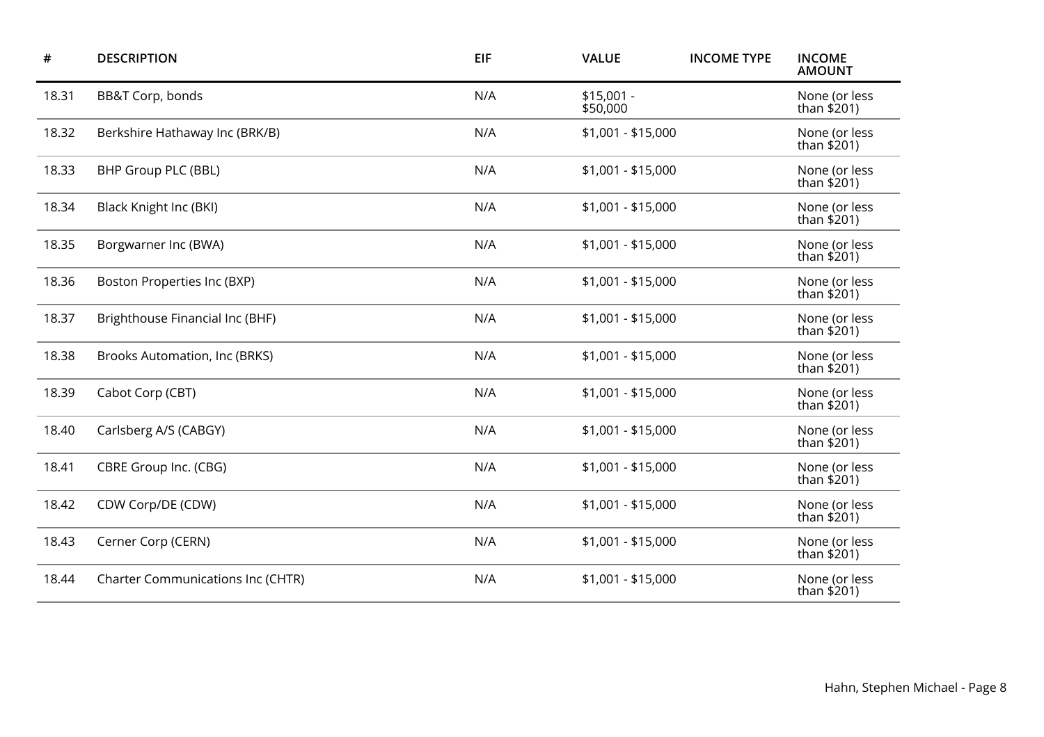| # | DESCRIPTION | EIF | VALUE | INCOME TYPE | INCOME AMOUNT |
|---|---|---|---|---|---|
| 18.31 | BB&T Corp, bonds | N/A | $15,001 - $50,000 | | None (or less than $201) |
| 18.32 | Berkshire Hathaway Inc (BRK/B) | N/A | $1,001 - $15,000 | | None (or less than $201) |
| 18.33 | BHP Group PLC (BBL) | N/A | $1,001 - $15,000 | | None (or less than $201) |
| 18.34 | Black Knight Inc (BKI) | N/A | $1,001 - $15,000 | | None (or less than $201) |
| 18.35 | Borgwarner Inc (BWA) | N/A | $1,001 - $15,000 | | None (or less than $201) |
| 18.36 | Boston Properties Inc (BXP) | N/A | $1,001 - $15,000 | | None (or less than $201) |
| 18.37 | Brighthouse Financial Inc (BHF) | N/A | $1,001 - $15,000 | | None (or less than $201) |
| 18.38 | Brooks Automation, Inc (BRKS) | N/A | $1,001 - $15,000 | | None (or less than $201) |
| 18.39 | Cabot Corp (CBT) | N/A | $1,001 - $15,000 | | None (or less than $201) |
| 18.40 | Carlsberg A/S (CABGY) | N/A | $1,001 - $15,000 | | None (or less than $201) |
| 18.41 | CBRE Group Inc. (CBG) | N/A | $1,001 - $15,000 | | None (or less than $201) |
| 18.42 | CDW Corp/DE (CDW) | N/A | $1,001 - $15,000 | | None (or less than $201) |
| 18.43 | Cerner Corp (CERN) | N/A | $1,001 - $15,000 | | None (or less than $201) |
| 18.44 | Charter Communications Inc (CHTR) | N/A | $1,001 - $15,000 | | None (or less than $201) |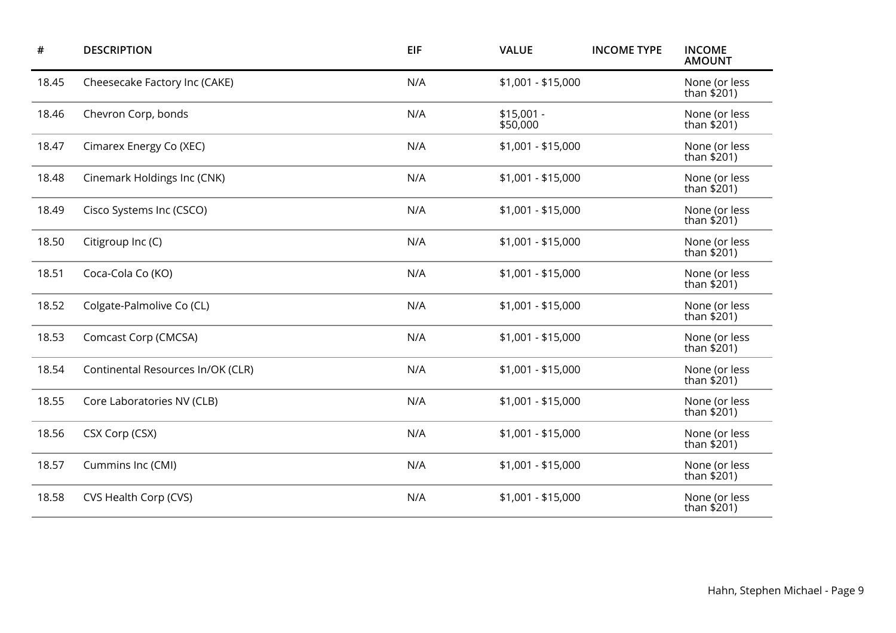| # | DESCRIPTION | EIF | VALUE | INCOME TYPE | INCOME AMOUNT |
|---|---|---|---|---|---|
| 18.45 | Cheesecake Factory Inc (CAKE) | N/A | $1,001 - $15,000 | | None (or less than $201) |
| 18.46 | Chevron Corp, bonds | N/A | $15,001 - $50,000 | | None (or less than $201) |
| 18.47 | Cimarex Energy Co (XEC) | N/A | $1,001 - $15,000 | | None (or less than $201) |
| 18.48 | Cinemark Holdings Inc (CNK) | N/A | $1,001 - $15,000 | | None (or less than $201) |
| 18.49 | Cisco Systems Inc (CSCO) | N/A | $1,001 - $15,000 | | None (or less than $201) |
| 18.50 | Citigroup Inc (C) | N/A | $1,001 - $15,000 | | None (or less than $201) |
| 18.51 | Coca-Cola Co (KO) | N/A | $1,001 - $15,000 | | None (or less than $201) |
| 18.52 | Colgate-Palmolive Co (CL) | N/A | $1,001 - $15,000 | | None (or less than $201) |
| 18.53 | Comcast Corp (CMCSA) | N/A | $1,001 - $15,000 | | None (or less than $201) |
| 18.54 | Continental Resources In/OK (CLR) | N/A | $1,001 - $15,000 | | None (or less than $201) |
| 18.55 | Core Laboratories NV (CLB) | N/A | $1,001 - $15,000 | | None (or less than $201) |
| 18.56 | CSX Corp (CSX) | N/A | $1,001 - $15,000 | | None (or less than $201) |
| 18.57 | Cummins Inc (CMI) | N/A | $1,001 - $15,000 | | None (or less than $201) |
| 18.58 | CVS Health Corp (CVS) | N/A | $1,001 - $15,000 | | None (or less than $201) |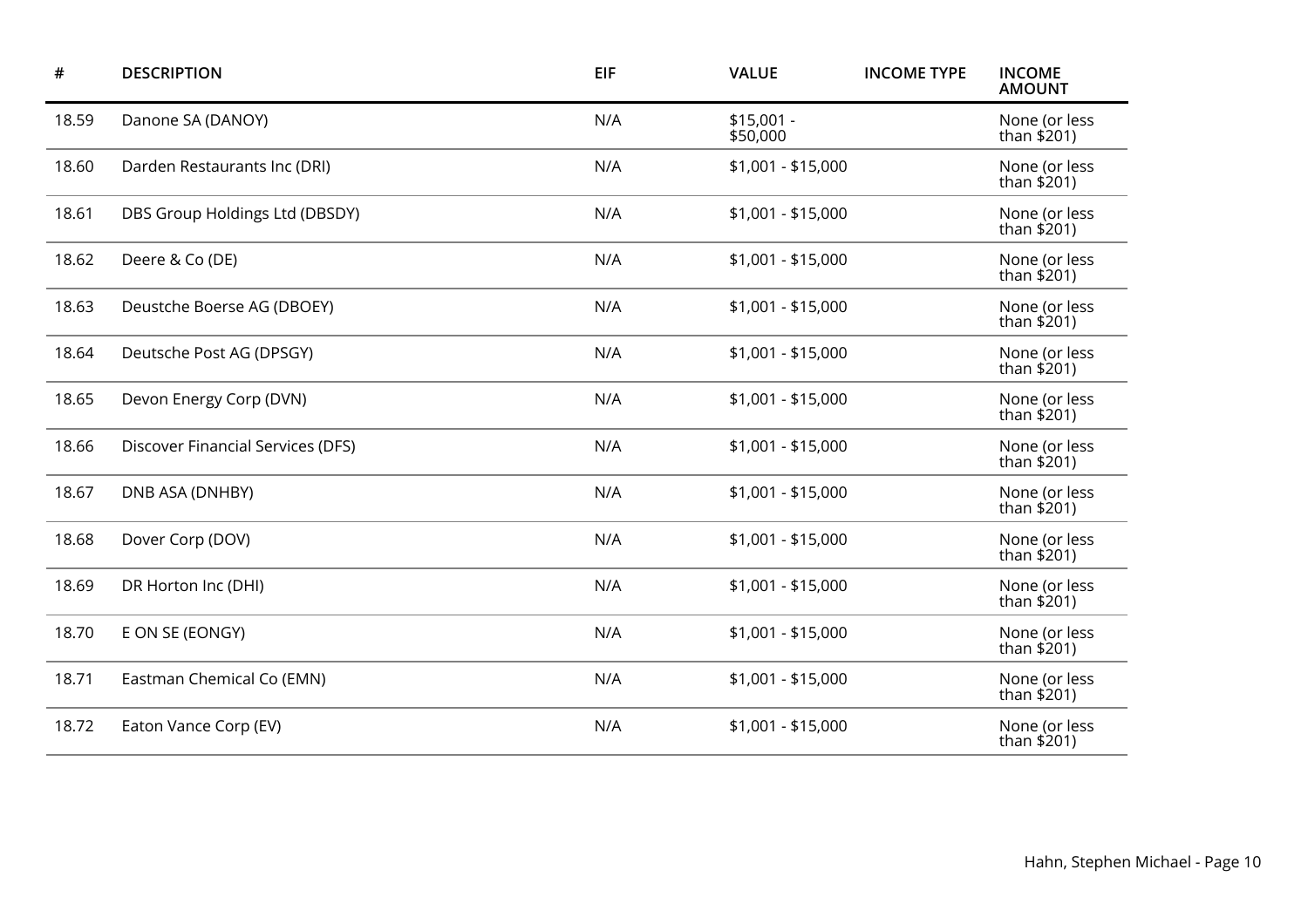| # | DESCRIPTION | EIF | VALUE | INCOME TYPE | INCOME AMOUNT |
|---|---|---|---|---|---|
| 18.59 | Danone SA (DANOY) | N/A | $15,001 - $50,000 | | None (or less than $201) |
| 18.60 | Darden Restaurants Inc (DRI) | N/A | $1,001 - $15,000 | | None (or less than $201) |
| 18.61 | DBS Group Holdings Ltd (DBSDY) | N/A | $1,001 - $15,000 | | None (or less than $201) |
| 18.62 | Deere & Co (DE) | N/A | $1,001 - $15,000 | | None (or less than $201) |
| 18.63 | Deustche Boerse AG (DBOEY) | N/A | $1,001 - $15,000 | | None (or less than $201) |
| 18.64 | Deutsche Post AG (DPSGY) | N/A | $1,001 - $15,000 | | None (or less than $201) |
| 18.65 | Devon Energy Corp (DVN) | N/A | $1,001 - $15,000 | | None (or less than $201) |
| 18.66 | Discover Financial Services (DFS) | N/A | $1,001 - $15,000 | | None (or less than $201) |
| 18.67 | DNB ASA (DNHBY) | N/A | $1,001 - $15,000 | | None (or less than $201) |
| 18.68 | Dover Corp (DOV) | N/A | $1,001 - $15,000 | | None (or less than $201) |
| 18.69 | DR Horton Inc (DHI) | N/A | $1,001 - $15,000 | | None (or less than $201) |
| 18.70 | E ON SE (EONGY) | N/A | $1,001 - $15,000 | | None (or less than $201) |
| 18.71 | Eastman Chemical Co (EMN) | N/A | $1,001 - $15,000 | | None (or less than $201) |
| 18.72 | Eaton Vance Corp (EV) | N/A | $1,001 - $15,000 | | None (or less than $201) |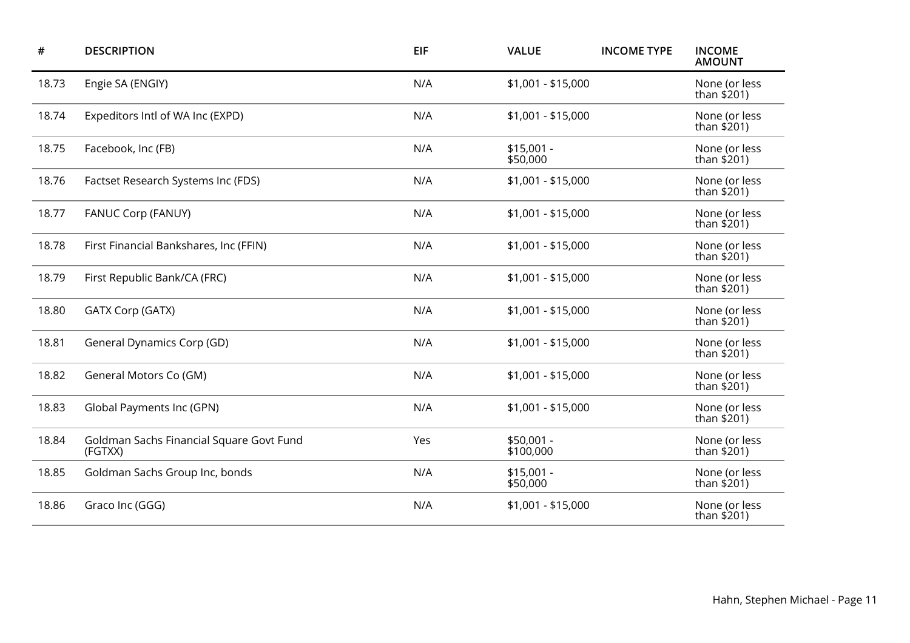| # | DESCRIPTION | EIF | VALUE | INCOME TYPE | INCOME AMOUNT |
|---|---|---|---|---|---|
| 18.73 | Engie SA (ENGIY) | N/A | $1,001 - $15,000 | | None (or less than $201) |
| 18.74 | Expeditors Intl of WA Inc (EXPD) | N/A | $1,001 - $15,000 | | None (or less than $201) |
| 18.75 | Facebook, Inc (FB) | N/A | $15,001 - $50,000 | | None (or less than $201) |
| 18.76 | Factset Research Systems Inc (FDS) | N/A | $1,001 - $15,000 | | None (or less than $201) |
| 18.77 | FANUC Corp (FANUY) | N/A | $1,001 - $15,000 | | None (or less than $201) |
| 18.78 | First Financial Bankshares, Inc (FFIN) | N/A | $1,001 - $15,000 | | None (or less than $201) |
| 18.79 | First Republic Bank/CA (FRC) | N/A | $1,001 - $15,000 | | None (or less than $201) |
| 18.80 | GATX Corp (GATX) | N/A | $1,001 - $15,000 | | None (or less than $201) |
| 18.81 | General Dynamics Corp (GD) | N/A | $1,001 - $15,000 | | None (or less than $201) |
| 18.82 | General Motors Co (GM) | N/A | $1,001 - $15,000 | | None (or less than $201) |
| 18.83 | Global Payments Inc (GPN) | N/A | $1,001 - $15,000 | | None (or less than $201) |
| 18.84 | Goldman Sachs Financial Square Govt Fund (FGTXX) | Yes | $50,001 - $100,000 | | None (or less than $201) |
| 18.85 | Goldman Sachs Group Inc, bonds | N/A | $15,001 - $50,000 | | None (or less than $201) |
| 18.86 | Graco Inc (GGG) | N/A | $1,001 - $15,000 | | None (or less than $201) |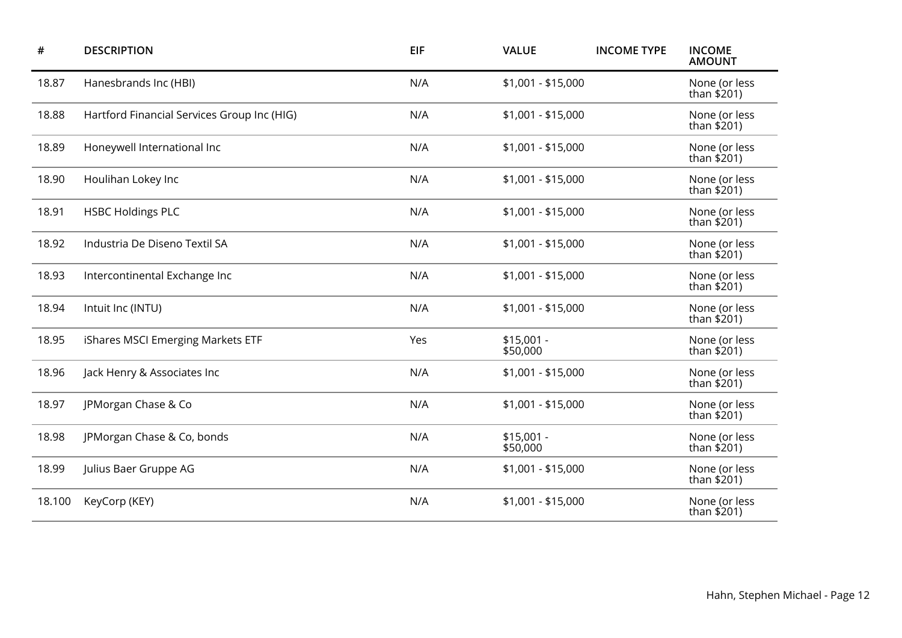| # | DESCRIPTION | EIF | VALUE | INCOME TYPE | INCOME AMOUNT |
|---|---|---|---|---|---|
| 18.87 | Hanesbrands Inc (HBI) | N/A | $1,001 - $15,000 | | None (or less than $201) |
| 18.88 | Hartford Financial Services Group Inc (HIG) | N/A | $1,001 - $15,000 | | None (or less than $201) |
| 18.89 | Honeywell International Inc | N/A | $1,001 - $15,000 | | None (or less than $201) |
| 18.90 | Houlihan Lokey Inc | N/A | $1,001 - $15,000 | | None (or less than $201) |
| 18.91 | HSBC Holdings PLC | N/A | $1,001 - $15,000 | | None (or less than $201) |
| 18.92 | Industria De Diseno Textil SA | N/A | $1,001 - $15,000 | | None (or less than $201) |
| 18.93 | Intercontinental Exchange Inc | N/A | $1,001 - $15,000 | | None (or less than $201) |
| 18.94 | Intuit Inc (INTU) | N/A | $1,001 - $15,000 | | None (or less than $201) |
| 18.95 | iShares MSCI Emerging Markets ETF | Yes | $15,001 - $50,000 | | None (or less than $201) |
| 18.96 | Jack Henry & Associates Inc | N/A | $1,001 - $15,000 | | None (or less than $201) |
| 18.97 | JPMorgan Chase & Co | N/A | $1,001 - $15,000 | | None (or less than $201) |
| 18.98 | JPMorgan Chase & Co, bonds | N/A | $15,001 - $50,000 | | None (or less than $201) |
| 18.99 | Julius Baer Gruppe AG | N/A | $1,001 - $15,000 | | None (or less than $201) |
| 18.100 | KeyCorp (KEY) | N/A | $1,001 - $15,000 | | None (or less than $201) |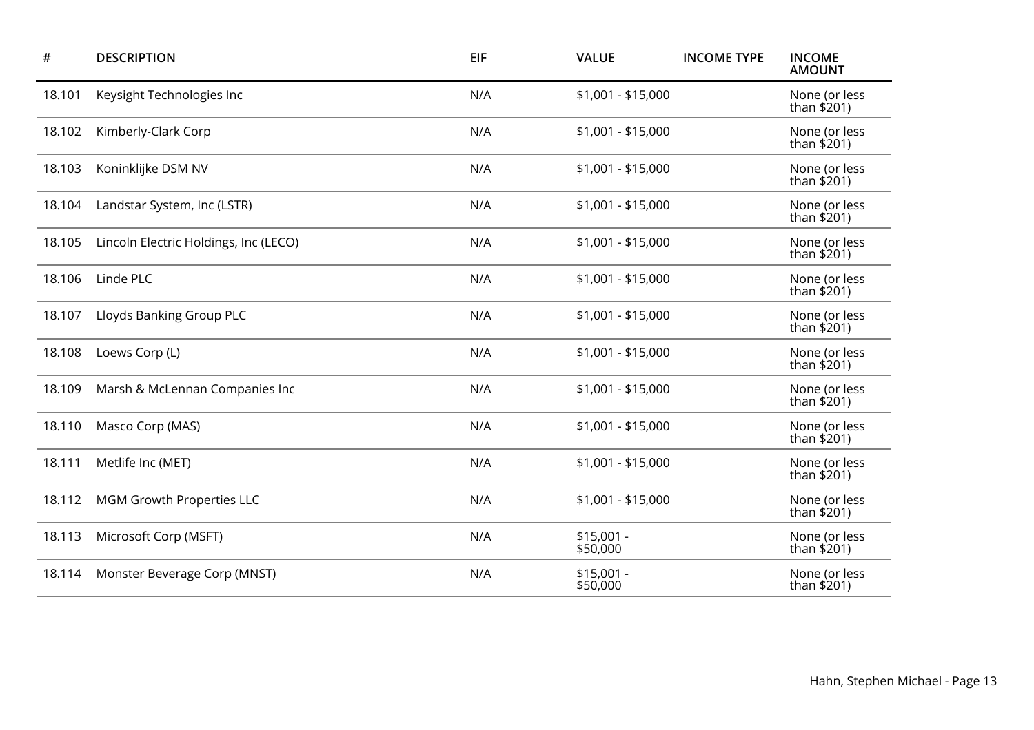| # | DESCRIPTION | EIF | VALUE | INCOME TYPE | INCOME AMOUNT |
|---|---|---|---|---|---|
| 18.101 | Keysight Technologies Inc | N/A | $1,001 - $15,000 | | None (or less than $201) |
| 18.102 | Kimberly-Clark Corp | N/A | $1,001 - $15,000 | | None (or less than $201) |
| 18.103 | Koninklijke DSM NV | N/A | $1,001 - $15,000 | | None (or less than $201) |
| 18.104 | Landstar System, Inc (LSTR) | N/A | $1,001 - $15,000 | | None (or less than $201) |
| 18.105 | Lincoln Electric Holdings, Inc (LECO) | N/A | $1,001 - $15,000 | | None (or less than $201) |
| 18.106 | Linde PLC | N/A | $1,001 - $15,000 | | None (or less than $201) |
| 18.107 | Lloyds Banking Group PLC | N/A | $1,001 - $15,000 | | None (or less than $201) |
| 18.108 | Loews Corp (L) | N/A | $1,001 - $15,000 | | None (or less than $201) |
| 18.109 | Marsh & McLennan Companies Inc | N/A | $1,001 - $15,000 | | None (or less than $201) |
| 18.110 | Masco Corp (MAS) | N/A | $1,001 - $15,000 | | None (or less than $201) |
| 18.111 | Metlife Inc (MET) | N/A | $1,001 - $15,000 | | None (or less than $201) |
| 18.112 | MGM Growth Properties LLC | N/A | $1,001 - $15,000 | | None (or less than $201) |
| 18.113 | Microsoft Corp (MSFT) | N/A | $15,001 - $50,000 | | None (or less than $201) |
| 18.114 | Monster Beverage Corp (MNST) | N/A | $15,001 - $50,000 | | None (or less than $201) |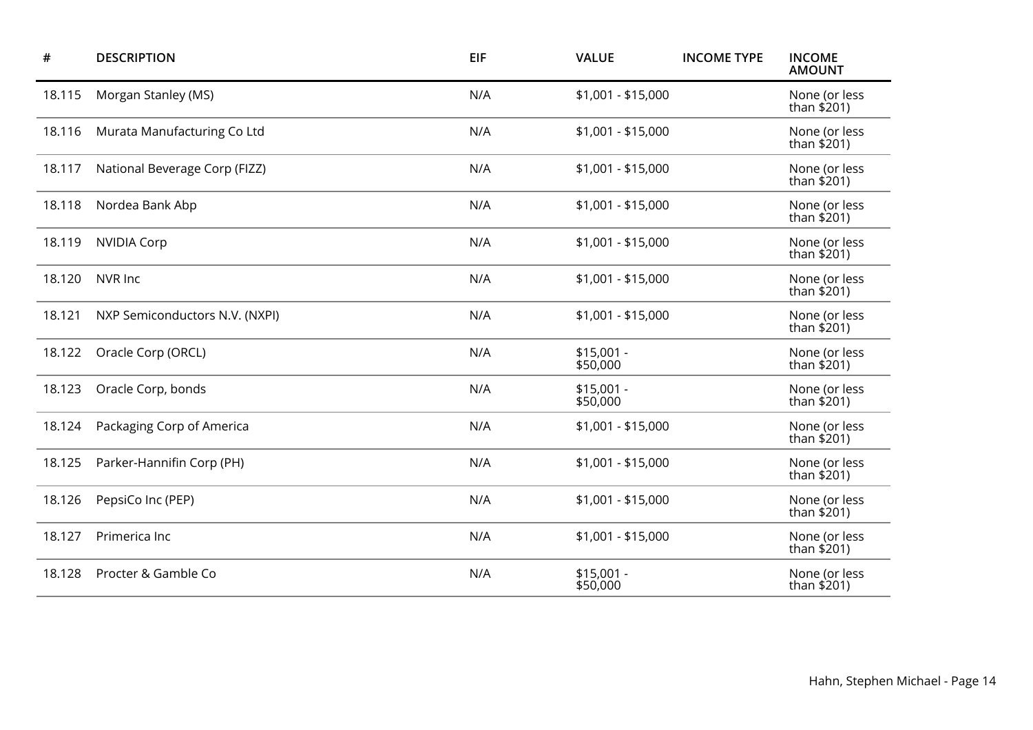| # | DESCRIPTION | EIF | VALUE | INCOME TYPE | INCOME AMOUNT |
|---|---|---|---|---|---|
| 18.115 | Morgan Stanley (MS) | N/A | $1,001 - $15,000 | | None (or less than $201) |
| 18.116 | Murata Manufacturing Co Ltd | N/A | $1,001 - $15,000 | | None (or less than $201) |
| 18.117 | National Beverage Corp (FIZZ) | N/A | $1,001 - $15,000 | | None (or less than $201) |
| 18.118 | Nordea Bank Abp | N/A | $1,001 - $15,000 | | None (or less than $201) |
| 18.119 | NVIDIA Corp | N/A | $1,001 - $15,000 | | None (or less than $201) |
| 18.120 | NVR Inc | N/A | $1,001 - $15,000 | | None (or less than $201) |
| 18.121 | NXP Semiconductors N.V. (NXPI) | N/A | $1,001 - $15,000 | | None (or less than $201) |
| 18.122 | Oracle Corp (ORCL) | N/A | $15,001 - $50,000 | | None (or less than $201) |
| 18.123 | Oracle Corp, bonds | N/A | $15,001 - $50,000 | | None (or less than $201) |
| 18.124 | Packaging Corp of America | N/A | $1,001 - $15,000 | | None (or less than $201) |
| 18.125 | Parker-Hannifin Corp (PH) | N/A | $1,001 - $15,000 | | None (or less than $201) |
| 18.126 | PepsiCo Inc (PEP) | N/A | $1,001 - $15,000 | | None (or less than $201) |
| 18.127 | Primerica Inc | N/A | $1,001 - $15,000 | | None (or less than $201) |
| 18.128 | Procter & Gamble Co | N/A | $15,001 - $50,000 | | None (or less than $201) |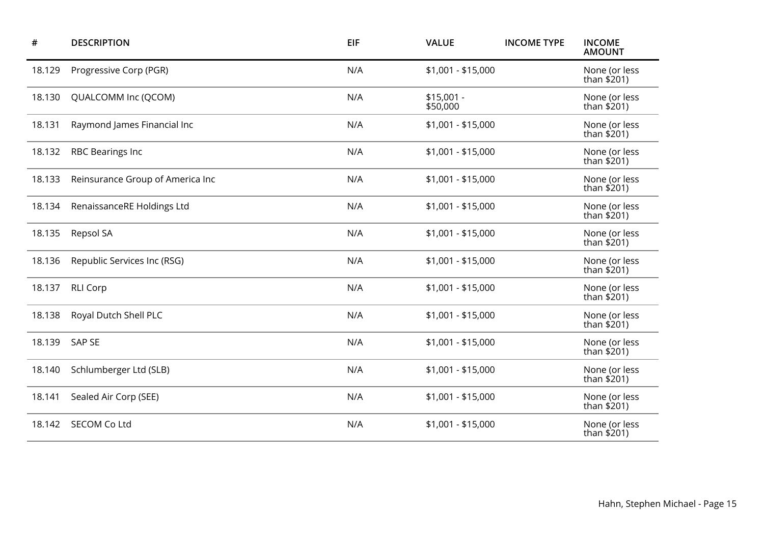| # | DESCRIPTION | EIF | VALUE | INCOME TYPE | INCOME AMOUNT |
|---|---|---|---|---|---|
| 18.129 | Progressive Corp (PGR) | N/A | $1,001 - $15,000 | | None (or less than $201) |
| 18.130 | QUALCOMM Inc (QCOM) | N/A | $15,001 - $50,000 | | None (or less than $201) |
| 18.131 | Raymond James Financial Inc | N/A | $1,001 - $15,000 | | None (or less than $201) |
| 18.132 | RBC Bearings Inc | N/A | $1,001 - $15,000 | | None (or less than $201) |
| 18.133 | Reinsurance Group of America Inc | N/A | $1,001 - $15,000 | | None (or less than $201) |
| 18.134 | RenaissanceRE Holdings Ltd | N/A | $1,001 - $15,000 | | None (or less than $201) |
| 18.135 | Repsol SA | N/A | $1,001 - $15,000 | | None (or less than $201) |
| 18.136 | Republic Services Inc (RSG) | N/A | $1,001 - $15,000 | | None (or less than $201) |
| 18.137 | RLI Corp | N/A | $1,001 - $15,000 | | None (or less than $201) |
| 18.138 | Royal Dutch Shell PLC | N/A | $1,001 - $15,000 | | None (or less than $201) |
| 18.139 | SAP SE | N/A | $1,001 - $15,000 | | None (or less than $201) |
| 18.140 | Schlumberger Ltd (SLB) | N/A | $1,001 - $15,000 | | None (or less than $201) |
| 18.141 | Sealed Air Corp (SEE) | N/A | $1,001 - $15,000 | | None (or less than $201) |
| 18.142 | SECOM Co Ltd | N/A | $1,001 - $15,000 | | None (or less than $201) |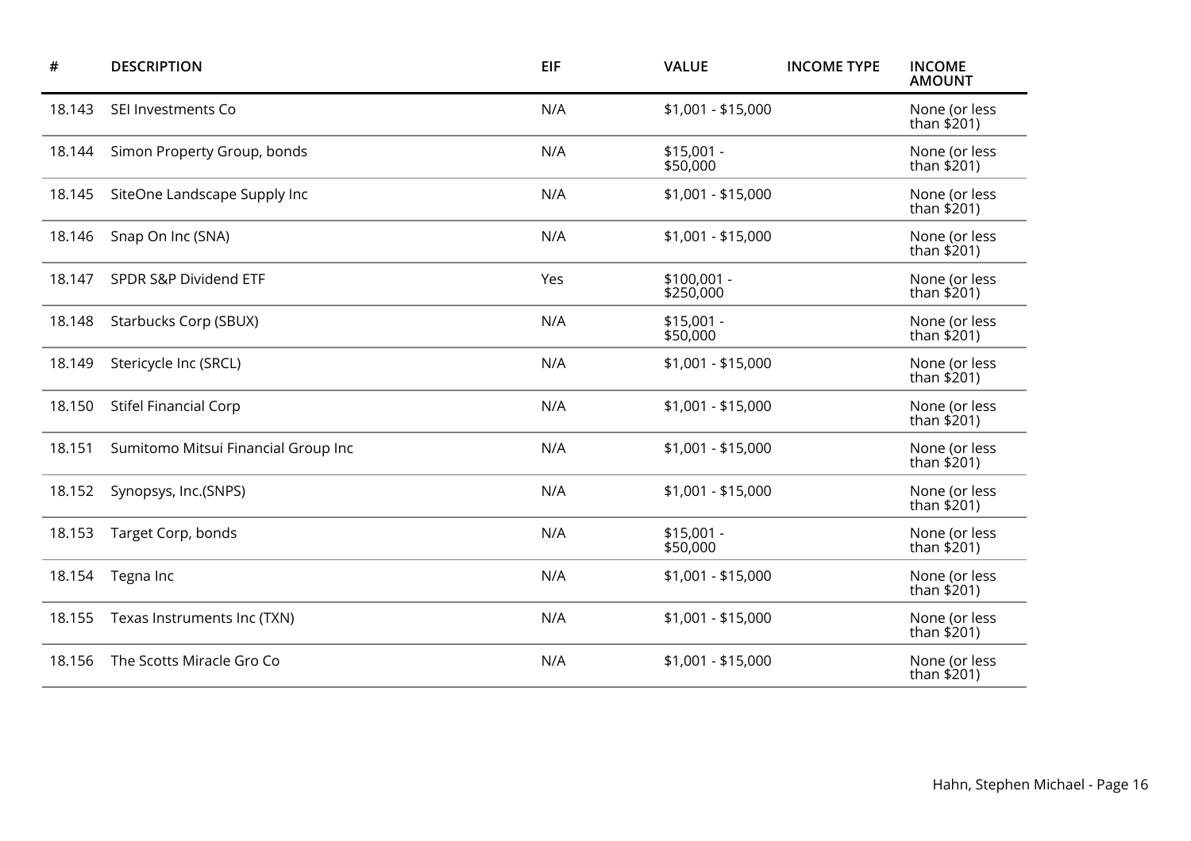| # | DESCRIPTION | EIF | VALUE | INCOME TYPE | INCOME AMOUNT |
|---|---|---|---|---|---|
| 18.143 | SEI Investments Co | N/A | $1,001 - $15,000 | | None (or less than $201) |
| 18.144 | Simon Property Group, bonds | N/A | $15,001 - $50,000 | | None (or less than $201) |
| 18.145 | SiteOne Landscape Supply Inc | N/A | $1,001 - $15,000 | | None (or less than $201) |
| 18.146 | Snap On Inc (SNA) | N/A | $1,001 - $15,000 | | None (or less than $201) |
| 18.147 | SPDR S&P Dividend ETF | Yes | $100,001 - $250,000 | | None (or less than $201) |
| 18.148 | Starbucks Corp (SBUX) | N/A | $15,001 - $50,000 | | None (or less than $201) |
| 18.149 | Stericycle Inc (SRCL) | N/A | $1,001 - $15,000 | | None (or less than $201) |
| 18.150 | Stifel Financial Corp | N/A | $1,001 - $15,000 | | None (or less than $201) |
| 18.151 | Sumitomo Mitsui Financial Group Inc | N/A | $1,001 - $15,000 | | None (or less than $201) |
| 18.152 | Synopsys, Inc.(SNPS) | N/A | $1,001 - $15,000 | | None (or less than $201) |
| 18.153 | Target Corp, bonds | N/A | $15,001 - $50,000 | | None (or less than $201) |
| 18.154 | Tegna Inc | N/A | $1,001 - $15,000 | | None (or less than $201) |
| 18.155 | Texas Instruments Inc (TXN) | N/A | $1,001 - $15,000 | | None (or less than $201) |
| 18.156 | The Scotts Miracle Gro Co | N/A | $1,001 - $15,000 | | None (or less than $201) |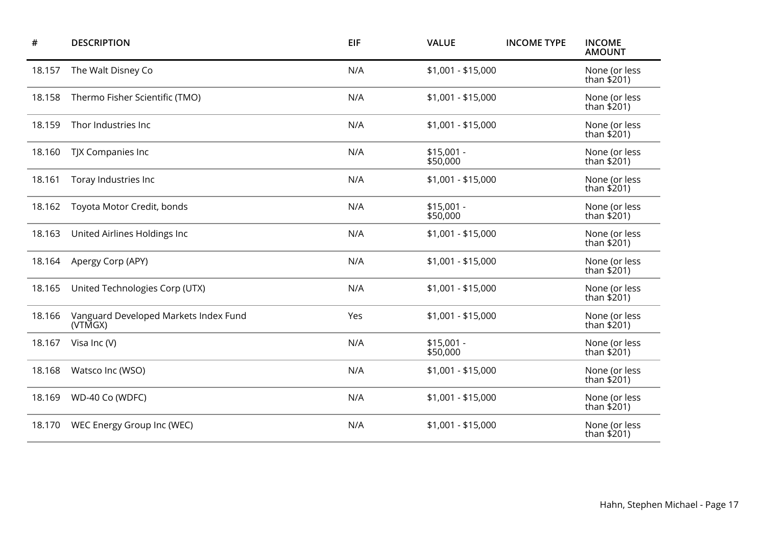| # | DESCRIPTION | EIF | VALUE | INCOME TYPE | INCOME AMOUNT |
|---|---|---|---|---|---|
| 18.157 | The Walt Disney Co | N/A | $1,001 - $15,000 | | None (or less than $201) |
| 18.158 | Thermo Fisher Scientific (TMO) | N/A | $1,001 - $15,000 | | None (or less than $201) |
| 18.159 | Thor Industries Inc | N/A | $1,001 - $15,000 | | None (or less than $201) |
| 18.160 | TJX Companies Inc | N/A | $15,001 - $50,000 | | None (or less than $201) |
| 18.161 | Toray Industries Inc | N/A | $1,001 - $15,000 | | None (or less than $201) |
| 18.162 | Toyota Motor Credit, bonds | N/A | $15,001 - $50,000 | | None (or less than $201) |
| 18.163 | United Airlines Holdings Inc | N/A | $1,001 - $15,000 | | None (or less than $201) |
| 18.164 | Apergy Corp (APY) | N/A | $1,001 - $15,000 | | None (or less than $201) |
| 18.165 | United Technologies Corp (UTX) | N/A | $1,001 - $15,000 | | None (or less than $201) |
| 18.166 | Vanguard Developed Markets Index Fund (VTMGX) | Yes | $1,001 - $15,000 | | None (or less than $201) |
| 18.167 | Visa Inc (V) | N/A | $15,001 - $50,000 | | None (or less than $201) |
| 18.168 | Watsco Inc (WSO) | N/A | $1,001 - $15,000 | | None (or less than $201) |
| 18.169 | WD-40 Co (WDFC) | N/A | $1,001 - $15,000 | | None (or less than $201) |
| 18.170 | WEC Energy Group Inc (WEC) | N/A | $1,001 - $15,000 | | None (or less than $201) |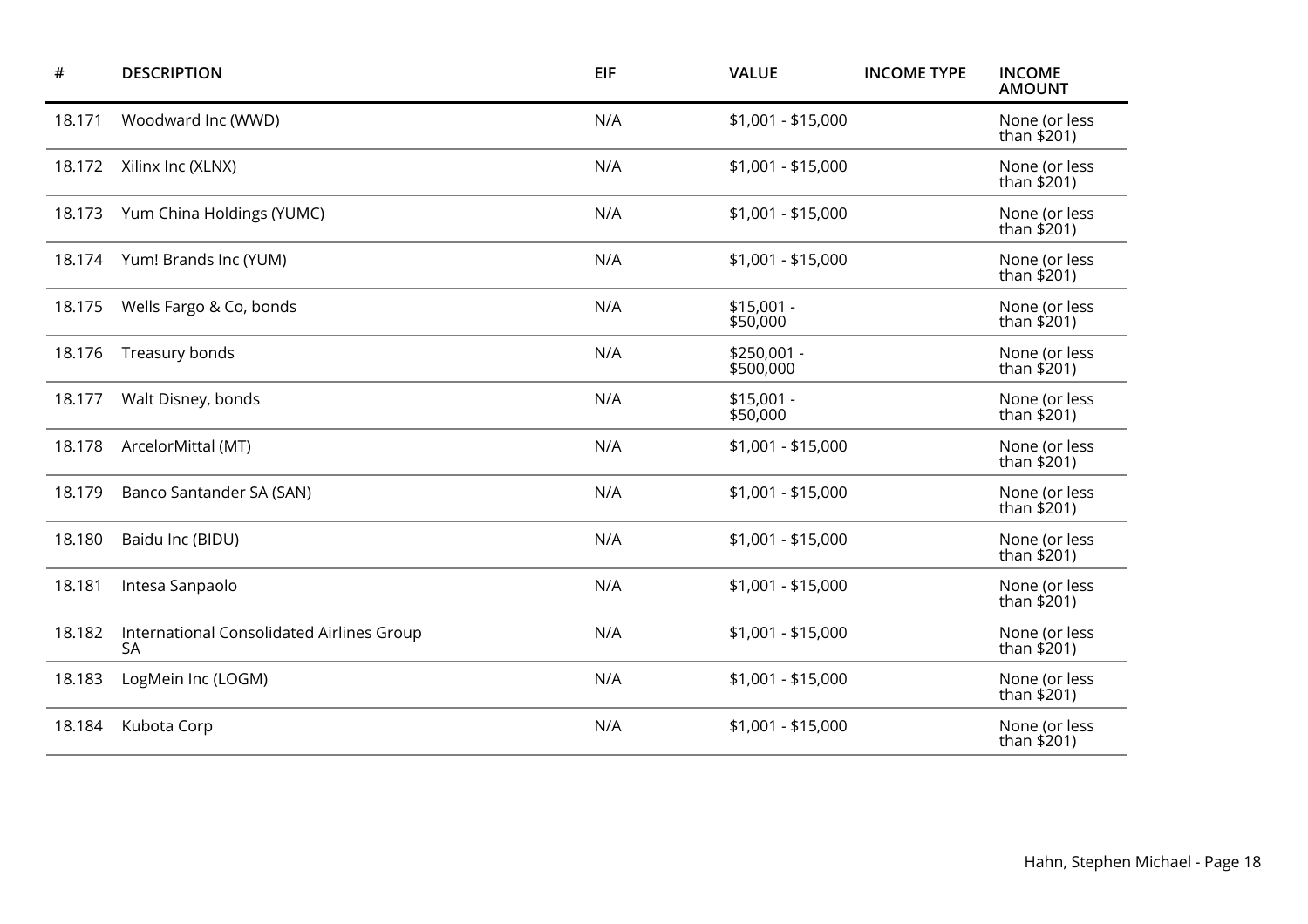| # | DESCRIPTION | EIF | VALUE | INCOME TYPE | INCOME AMOUNT |
|---|---|---|---|---|---|
| 18.171 | Woodward Inc (WWD) | N/A | $1,001 - $15,000 | | None (or less than $201) |
| 18.172 | Xilinx Inc (XLNX) | N/A | $1,001 - $15,000 | | None (or less than $201) |
| 18.173 | Yum China Holdings (YUMC) | N/A | $1,001 - $15,000 | | None (or less than $201) |
| 18.174 | Yum! Brands Inc (YUM) | N/A | $1,001 - $15,000 | | None (or less than $201) |
| 18.175 | Wells Fargo & Co, bonds | N/A | $15,001 - $50,000 | | None (or less than $201) |
| 18.176 | Treasury bonds | N/A | $250,001 - $500,000 | | None (or less than $201) |
| 18.177 | Walt Disney, bonds | N/A | $15,001 - $50,000 | | None (or less than $201) |
| 18.178 | ArcelorMittal (MT) | N/A | $1,001 - $15,000 | | None (or less than $201) |
| 18.179 | Banco Santander SA (SAN) | N/A | $1,001 - $15,000 | | None (or less than $201) |
| 18.180 | Baidu Inc (BIDU) | N/A | $1,001 - $15,000 | | None (or less than $201) |
| 18.181 | Intesa Sanpaolo | N/A | $1,001 - $15,000 | | None (or less than $201) |
| 18.182 | International Consolidated Airlines Group SA | N/A | $1,001 - $15,000 | | None (or less than $201) |
| 18.183 | LogMein Inc (LOGM) | N/A | $1,001 - $15,000 | | None (or less than $201) |
| 18.184 | Kubota Corp | N/A | $1,001 - $15,000 | | None (or less than $201) |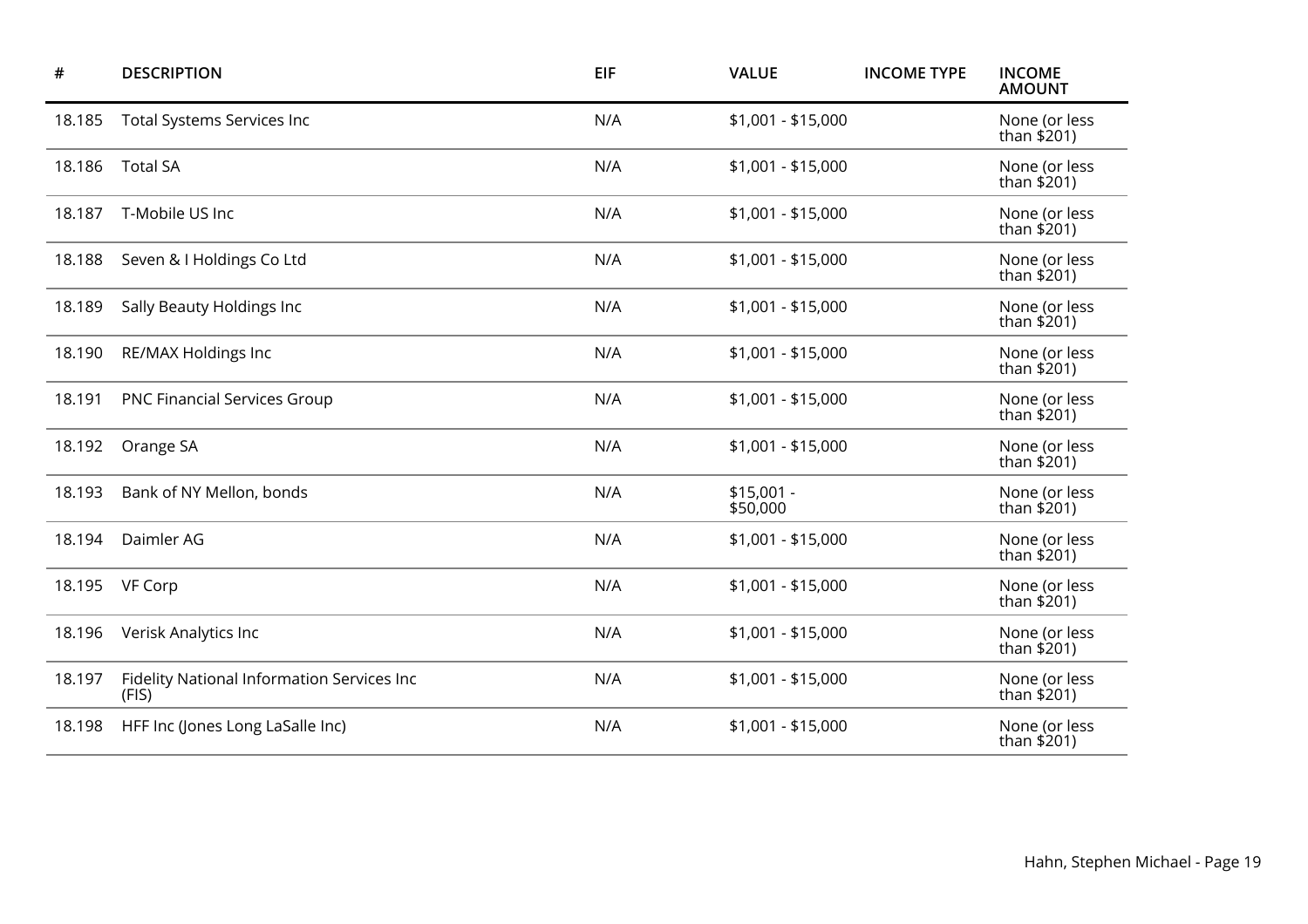| # | DESCRIPTION | EIF | VALUE | INCOME TYPE | INCOME AMOUNT |
|---|---|---|---|---|---|
| 18.185 | Total Systems Services Inc | N/A | $1,001 - $15,000 | | None (or less than $201) |
| 18.186 | Total SA | N/A | $1,001 - $15,000 | | None (or less than $201) |
| 18.187 | T-Mobile US Inc | N/A | $1,001 - $15,000 | | None (or less than $201) |
| 18.188 | Seven & I Holdings Co Ltd | N/A | $1,001 - $15,000 | | None (or less than $201) |
| 18.189 | Sally Beauty Holdings Inc | N/A | $1,001 - $15,000 | | None (or less than $201) |
| 18.190 | RE/MAX Holdings Inc | N/A | $1,001 - $15,000 | | None (or less than $201) |
| 18.191 | PNC Financial Services Group | N/A | $1,001 - $15,000 | | None (or less than $201) |
| 18.192 | Orange SA | N/A | $1,001 - $15,000 | | None (or less than $201) |
| 18.193 | Bank of NY Mellon, bonds | N/A | $15,001 - $50,000 | | None (or less than $201) |
| 18.194 | Daimler AG | N/A | $1,001 - $15,000 | | None (or less than $201) |
| 18.195 | VF Corp | N/A | $1,001 - $15,000 | | None (or less than $201) |
| 18.196 | Verisk Analytics Inc | N/A | $1,001 - $15,000 | | None (or less than $201) |
| 18.197 | Fidelity National Information Services Inc (FIS) | N/A | $1,001 - $15,000 | | None (or less than $201) |
| 18.198 | HFF Inc (Jones Long LaSalle Inc) | N/A | $1,001 - $15,000 | | None (or less than $201) |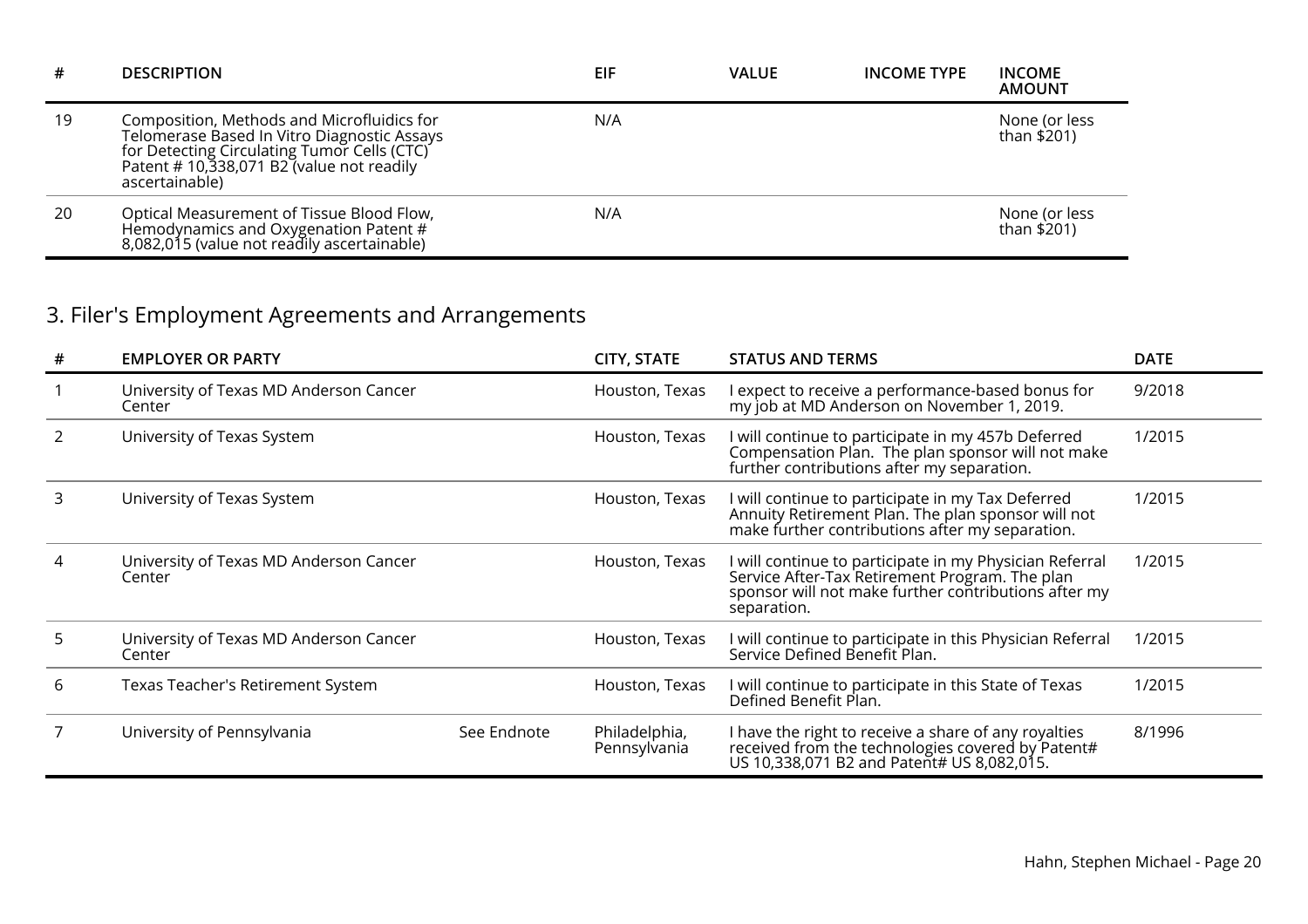| # | DESCRIPTION | EIF | VALUE | INCOME TYPE | INCOME AMOUNT |
|---|---|---|---|---|---|
| 19 | Composition, Methods and Microfluidics for Telomerase Based In Vitro Diagnostic Assays for Detecting Circulating Tumor Cells (CTC) Patent # 10,338,071 B2 (value not readily ascertainable) | N/A | | | None (or less than $201) |
| 20 | Optical Measurement of Tissue Blood Flow, Hemodynamics and Oxygenation Patent # 8,082,015 (value not readily ascertainable) | N/A | | | None (or less than $201) |

## 3. Filer's Employment Agreements and Arrangements

| # | EMPLOYER OR PARTY | | CITY, STATE | STATUS AND TERMS | DATE |
|---|---|---|---|---|---|
| 1 | University of Texas MD Anderson Cancer Center | | Houston, Texas | I expect to receive a performance-based bonus for my job at MD Anderson on November 1, 2019. | 9/2018 |
| 2 | University of Texas System | | Houston, Texas | I will continue to participate in my 457b Deferred Compensation Plan. The plan sponsor will not make further contributions after my separation. | 1/2015 |
| 3 | University of Texas System | | Houston, Texas | I will continue to participate in my Tax Deferred Annuity Retirement Plan. The plan sponsor will not make further contributions after my separation. | 1/2015 |
| 4 | University of Texas MD Anderson Cancer Center | | Houston, Texas | I will continue to participate in my Physician Referral Service After-Tax Retirement Program. The plan sponsor will not make further contributions after my separation. | 1/2015 |
| 5 | University of Texas MD Anderson Cancer Center | | Houston, Texas | I will continue to participate in this Physician Referral Service Defined Benefit Plan. | 1/2015 |
| 6 | Texas Teacher's Retirement System | | Houston, Texas | I will continue to participate in this State of Texas Defined Benefit Plan. | 1/2015 |
| 7 | University of Pennsylvania | See Endnote | Philadelphia, Pennsylvania | I have the right to receive a share of any royalties received from the technologies covered by Patent# US 10,338,071 B2 and Patent# US 8,082,015. | 8/1996 |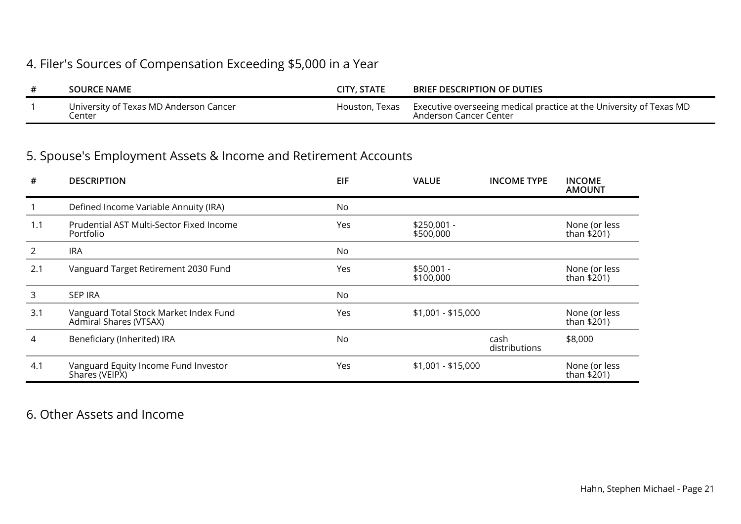## 4. Filer's Sources of Compensation Exceeding $5,000 in a Year

| # | SOURCE NAME | CITY, STATE | BRIEF DESCRIPTION OF DUTIES |
|---|---|---|---|
| 1 | University of Texas MD Anderson Cancer Center | Houston, Texas | Executive overseeing medical practice at the University of Texas MD Anderson Cancer Center |

## 5. Spouse's Employment Assets & Income and Retirement Accounts

| # | DESCRIPTION | EIF | VALUE | INCOME TYPE | INCOME AMOUNT |
|---|---|---|---|---|---|
| 1 | Defined Income Variable Annuity (IRA) | No | | | |
| 1.1 | Prudential AST Multi-Sector Fixed Income Portfolio | Yes | $250,001 - $500,000 | | None (or less than $201) |
| 2 | IRA | No | | | |
| 2.1 | Vanguard Target Retirement 2030 Fund | Yes | $50,001 - $100,000 | | None (or less than $201) |
| 3 | SEP IRA | No | | | |
| 3.1 | Vanguard Total Stock Market Index Fund Admiral Shares (VTSAX) | Yes | $1,001 - $15,000 | | None (or less than $201) |
| 4 | Beneficiary (Inherited) IRA | No | | cash distributions | $8,000 |
| 4.1 | Vanguard Equity Income Fund Investor Shares (VEIPX) | Yes | $1,001 - $15,000 | | None (or less than $201) |

## 6. Other Assets and Income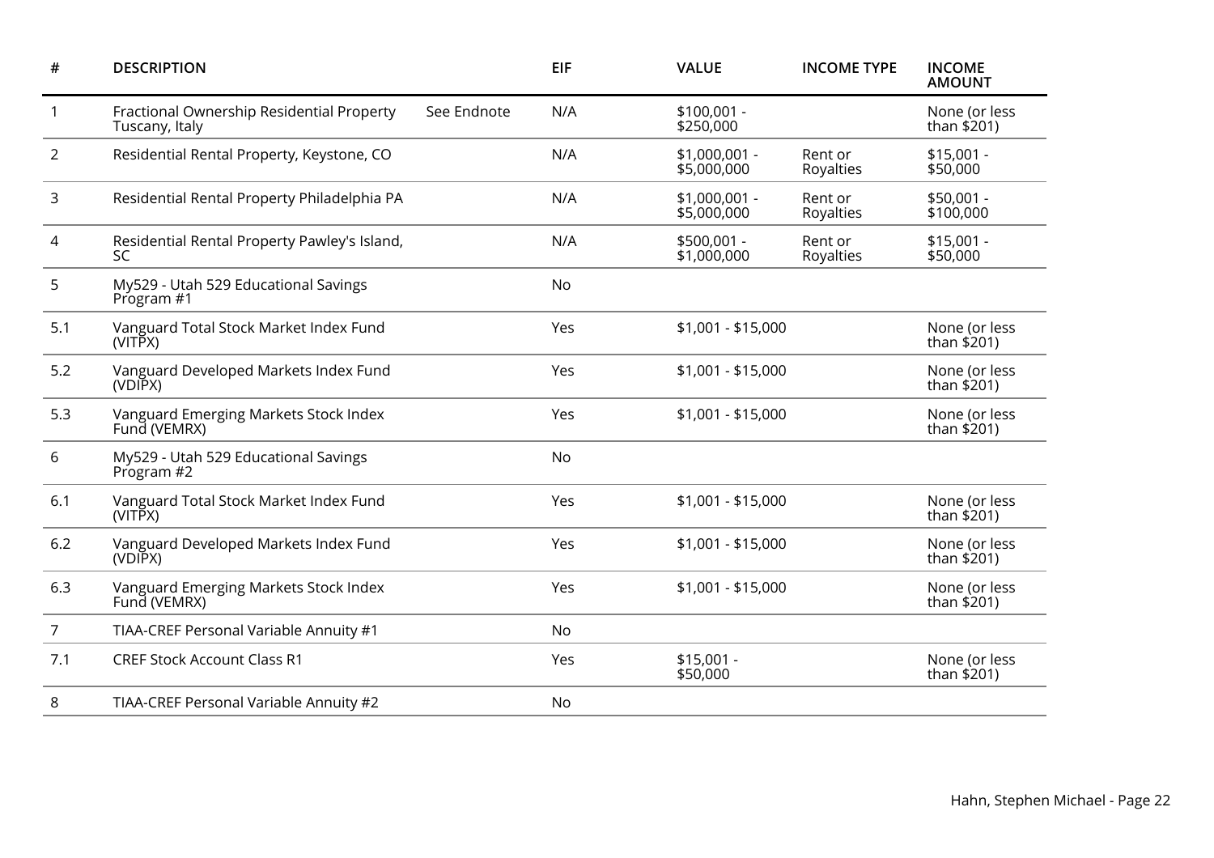| # | DESCRIPTION | | EIF | VALUE | INCOME TYPE | INCOME AMOUNT |
|---|---|---|---|---|---|---|
| 1 | Fractional Ownership Residential Property Tuscany, Italy | See Endnote | N/A | $100,001 - $250,000 | | None (or less than $201) |
| 2 | Residential Rental Property, Keystone, CO | | N/A | $1,000,001 - $5,000,000 | Rent or Royalties | $15,001 - $50,000 |
| 3 | Residential Rental Property Philadelphia PA | | N/A | $1,000,001 - $5,000,000 | Rent or Royalties | $50,001 - $100,000 |
| 4 | Residential Rental Property Pawley's Island, SC | | N/A | $500,001 - $1,000,000 | Rent or Royalties | $15,001 - $50,000 |
| 5 | My529 - Utah 529 Educational Savings Program #1 | | No | | | |
| 5.1 | Vanguard Total Stock Market Index Fund (VITPX) | | Yes | $1,001 - $15,000 | | None (or less than $201) |
| 5.2 | Vanguard Developed Markets Index Fund (VDIPX) | | Yes | $1,001 - $15,000 | | None (or less than $201) |
| 5.3 | Vanguard Emerging Markets Stock Index Fund (VEMRX) | | Yes | $1,001 - $15,000 | | None (or less than $201) |
| 6 | My529 - Utah 529 Educational Savings Program #2 | | No | | | |
| 6.1 | Vanguard Total Stock Market Index Fund (VITPX) | | Yes | $1,001 - $15,000 | | None (or less than $201) |
| 6.2 | Vanguard Developed Markets Index Fund (VDIPX) | | Yes | $1,001 - $15,000 | | None (or less than $201) |
| 6.3 | Vanguard Emerging Markets Stock Index Fund (VEMRX) | | Yes | $1,001 - $15,000 | | None (or less than $201) |
| 7 | TIAA-CREF Personal Variable Annuity #1 | | No | | | |
| 7.1 | CREF Stock Account Class R1 | | Yes | $15,001 - $50,000 | | None (or less than $201) |
| 8 | TIAA-CREF Personal Variable Annuity #2 | | No | | | |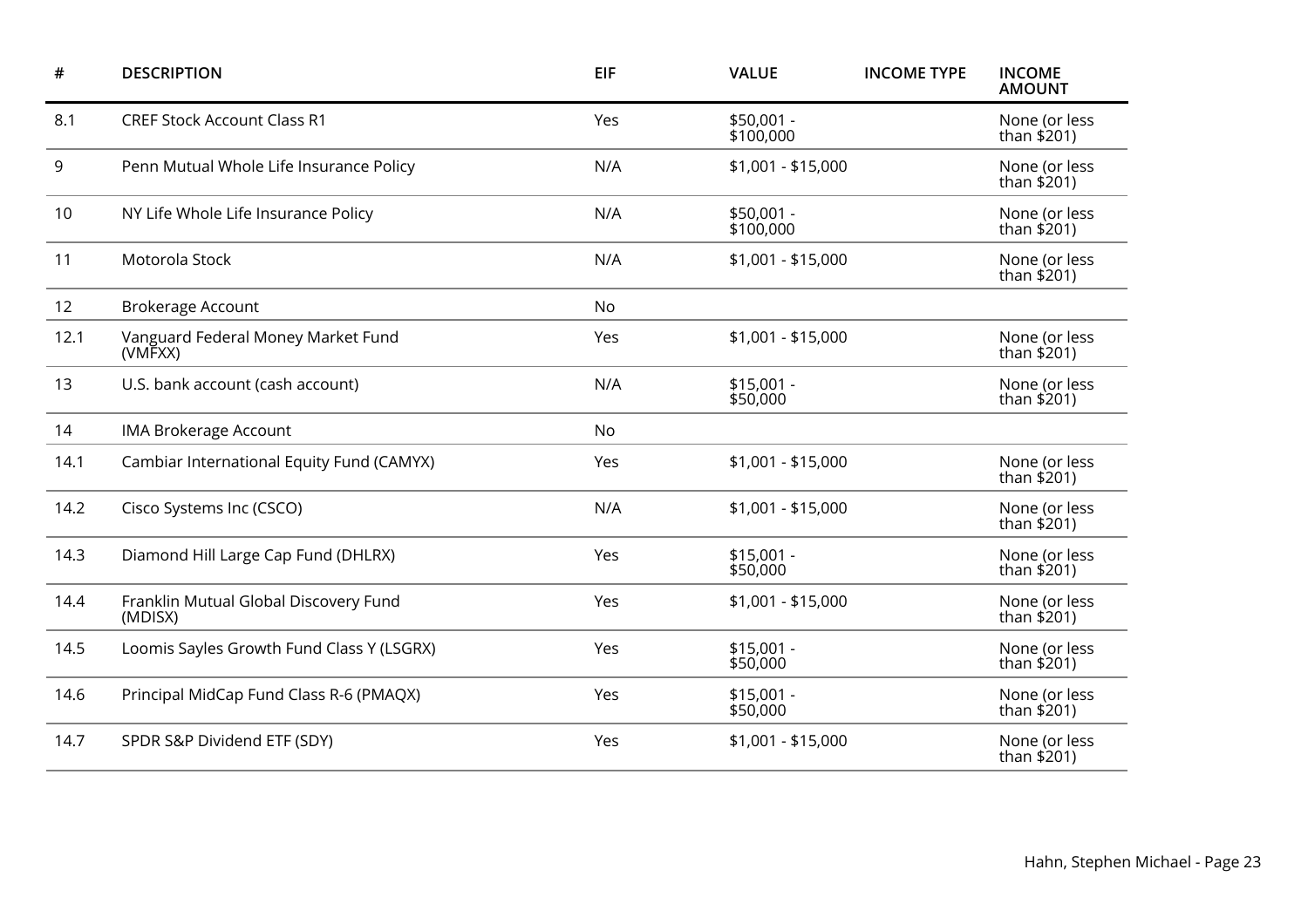| # | DESCRIPTION | EIF | VALUE | INCOME TYPE | INCOME AMOUNT |
|---|---|---|---|---|---|
| 8.1 | CREF Stock Account Class R1 | Yes | $50,001 - $100,000 | | None (or less than $201) |
| 9 | Penn Mutual Whole Life Insurance Policy | N/A | $1,001 - $15,000 | | None (or less than $201) |
| 10 | NY Life Whole Life Insurance Policy | N/A | $50,001 - $100,000 | | None (or less than $201) |
| 11 | Motorola Stock | N/A | $1,001 - $15,000 | | None (or less than $201) |
| 12 | Brokerage Account | No | | | |
| 12.1 | Vanguard Federal Money Market Fund (VMFXX) | Yes | $1,001 - $15,000 | | None (or less than $201) |
| 13 | U.S. bank account (cash account) | N/A | $15,001 - $50,000 | | None (or less than $201) |
| 14 | IMA Brokerage Account | No | | | |
| 14.1 | Cambiar International Equity Fund (CAMYX) | Yes | $1,001 - $15,000 | | None (or less than $201) |
| 14.2 | Cisco Systems Inc (CSCO) | N/A | $1,001 - $15,000 | | None (or less than $201) |
| 14.3 | Diamond Hill Large Cap Fund (DHLRX) | Yes | $15,001 - $50,000 | | None (or less than $201) |
| 14.4 | Franklin Mutual Global Discovery Fund (MDISX) | Yes | $1,001 - $15,000 | | None (or less than $201) |
| 14.5 | Loomis Sayles Growth Fund Class Y (LSGRX) | Yes | $15,001 - $50,000 | | None (or less than $201) |
| 14.6 | Principal MidCap Fund Class R-6 (PMAQX) | Yes | $15,001 - $50,000 | | None (or less than $201) |
| 14.7 | SPDR S&P Dividend ETF (SDY) | Yes | $1,001 - $15,000 | | None (or less than $201) |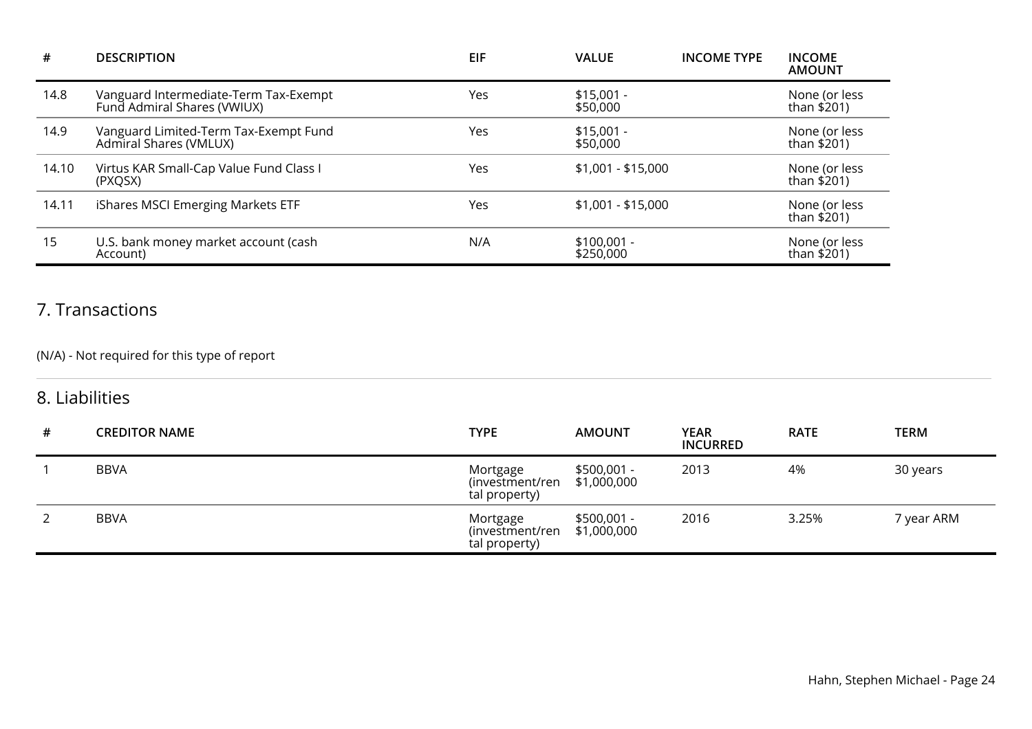| # | DESCRIPTION | EIF | VALUE | INCOME TYPE | INCOME AMOUNT |
|---|---|---|---|---|---|
| 14.8 | Vanguard Intermediate-Term Tax-Exempt Fund Admiral Shares (VWIUX) | Yes | $15,001 - $50,000 | | None (or less than $201) |
| 14.9 | Vanguard Limited-Term Tax-Exempt Fund Admiral Shares (VMLUX) | Yes | $15,001 - $50,000 | | None (or less than $201) |
| 14.10 | Virtus KAR Small-Cap Value Fund Class I (PXQSX) | Yes | $1,001 - $15,000 | | None (or less than $201) |
| 14.11 | iShares MSCI Emerging Markets ETF | Yes | $1,001 - $15,000 | | None (or less than $201) |
| 15 | U.S. bank money market account (cash Account) | N/A | $100,001 - $250,000 | | None (or less than $201) |

## 7. Transactions

(N/A) - Not required for this type of report

## 8. Liabilities

| # | CREDITOR NAME | TYPE | AMOUNT | YEAR INCURRED | RATE | TERM |
|---|---|---|---|---|---|---|
| 1 | BBVA | Mortgage (investment/rental property) | $500,001 - $1,000,000 | 2013 | 4% | 30 years |
| 2 | BBVA | Mortgage (investment/rental property) | $500,001 - $1,000,000 | 2016 | 3.25% | 7 year ARM |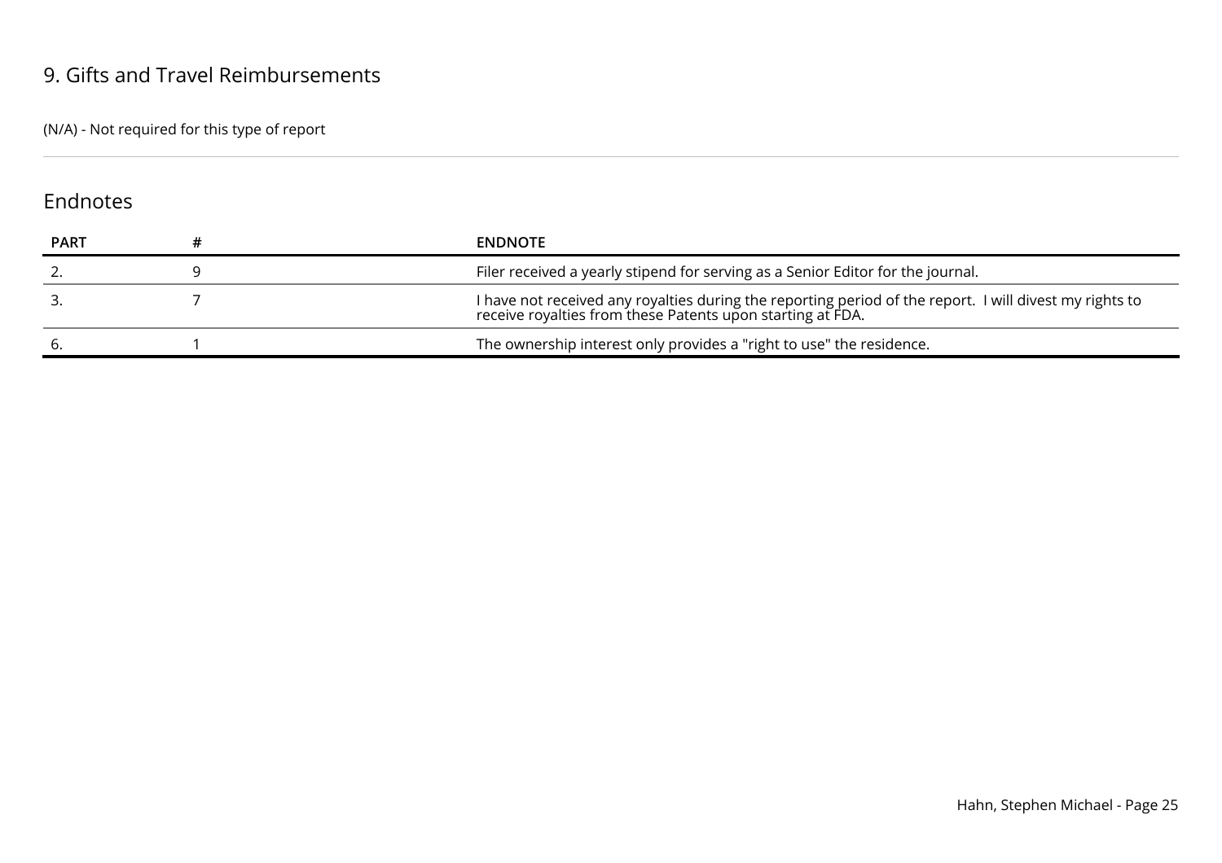## 9. Gifts and Travel Reimbursements

(N/A) - Not required for this type of report

## Endnotes

| PART | # | ENDNOTE |
|---|---|---|
| 2. | 9 | Filer received a yearly stipend for serving as a Senior Editor for the journal. |
| 3. | 7 | I have not received any royalties during the reporting period of the report. I will divest my rights to receive royalties from these Patents upon starting at FDA. |
| 6. | 1 | The ownership interest only provides a "right to use" the residence. |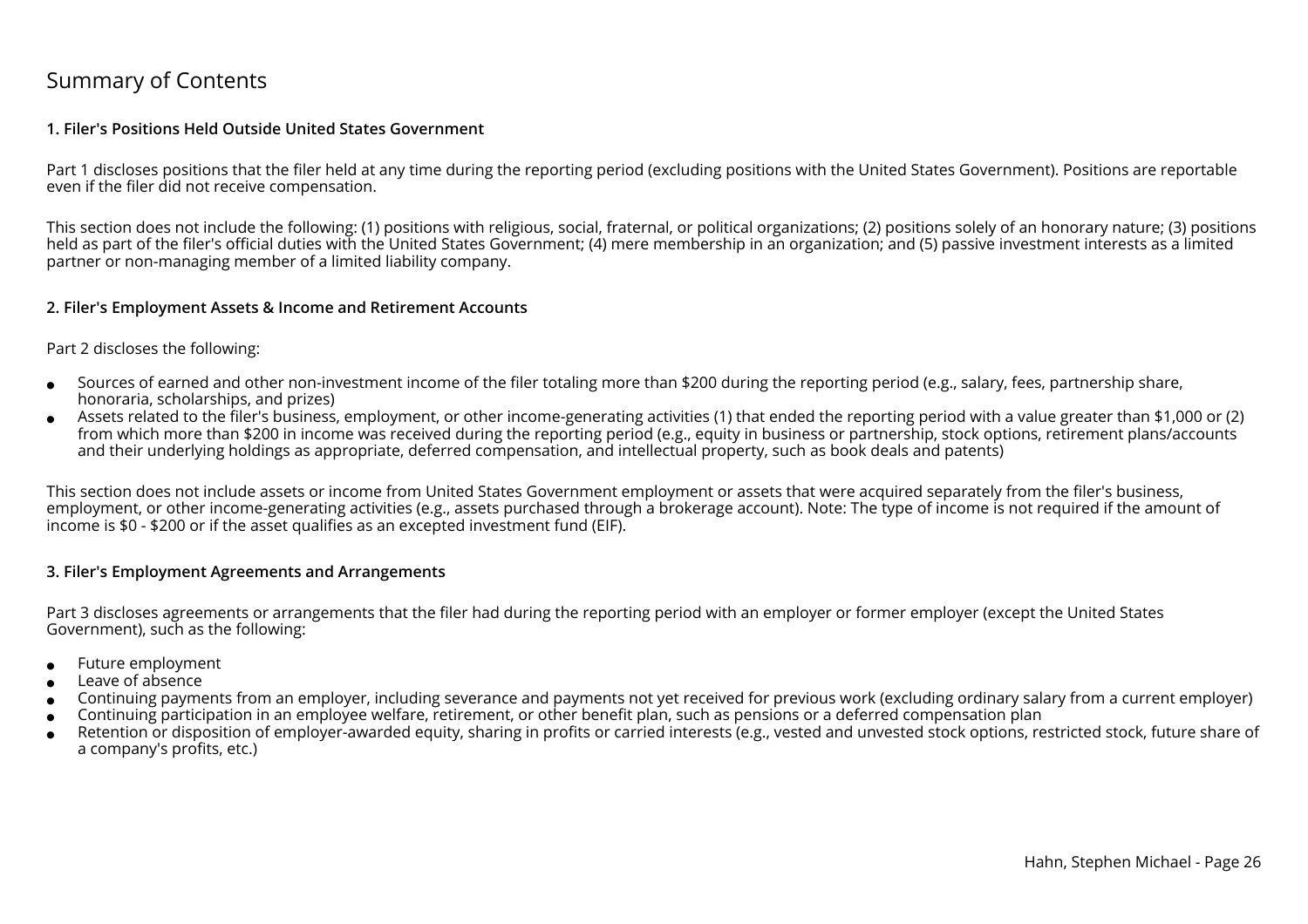# Summary of Contents

### 1. Filer's Positions Held Outside United States Government

Part 1 discloses positions that the filer held at any time during the reporting period (excluding positions with the United States Government). Positions are reportable even if the filer did not receive compensation.

This section does not include the following: (1) positions with religious, social, fraternal, or political organizations; (2) positions solely of an honorary nature; (3) positions held as part of the filer's official duties with the United States Government; (4) mere membership in an organization; and (5) passive investment interests as a limited partner or non-managing member of a limited liability company.

### 2. Filer's Employment Assets & Income and Retirement Accounts

Part 2 discloses the following:

- Sources of earned and other non-investment income of the filer totaling more than $200 during the reporting period (e.g., salary, fees, partnership share, honoraria, scholarships, and prizes)
- Assets related to the filer's business, employment, or other income-generating activities (1) that ended the reporting period with a value greater than $1,000 or (2) from which more than $200 in income was received during the reporting period (e.g., equity in business or partnership, stock options, retirement plans/accounts and their underlying holdings as appropriate, deferred compensation, and intellectual property, such as book deals and patents)

This section does not include assets or income from United States Government employment or assets that were acquired separately from the filer's business, employment, or other income-generating activities (e.g., assets purchased through a brokerage account). Note: The type of income is not required if the amount of income is $0 - $200 or if the asset qualifies as an excepted investment fund (EIF).

### 3. Filer's Employment Agreements and Arrangements

Part 3 discloses agreements or arrangements that the filer had during the reporting period with an employer or former employer (except the United States Government), such as the following:

- Future employment
- Leave of absence
- Continuing payments from an employer, including severance and payments not yet received for previous work (excluding ordinary salary from a current employer)
- Continuing participation in an employee welfare, retirement, or other benefit plan, such as pensions or a deferred compensation plan
- Retention or disposition of employer-awarded equity, sharing in profits or carried interests (e.g., vested and unvested stock options, restricted stock, future share of a company's profits, etc.)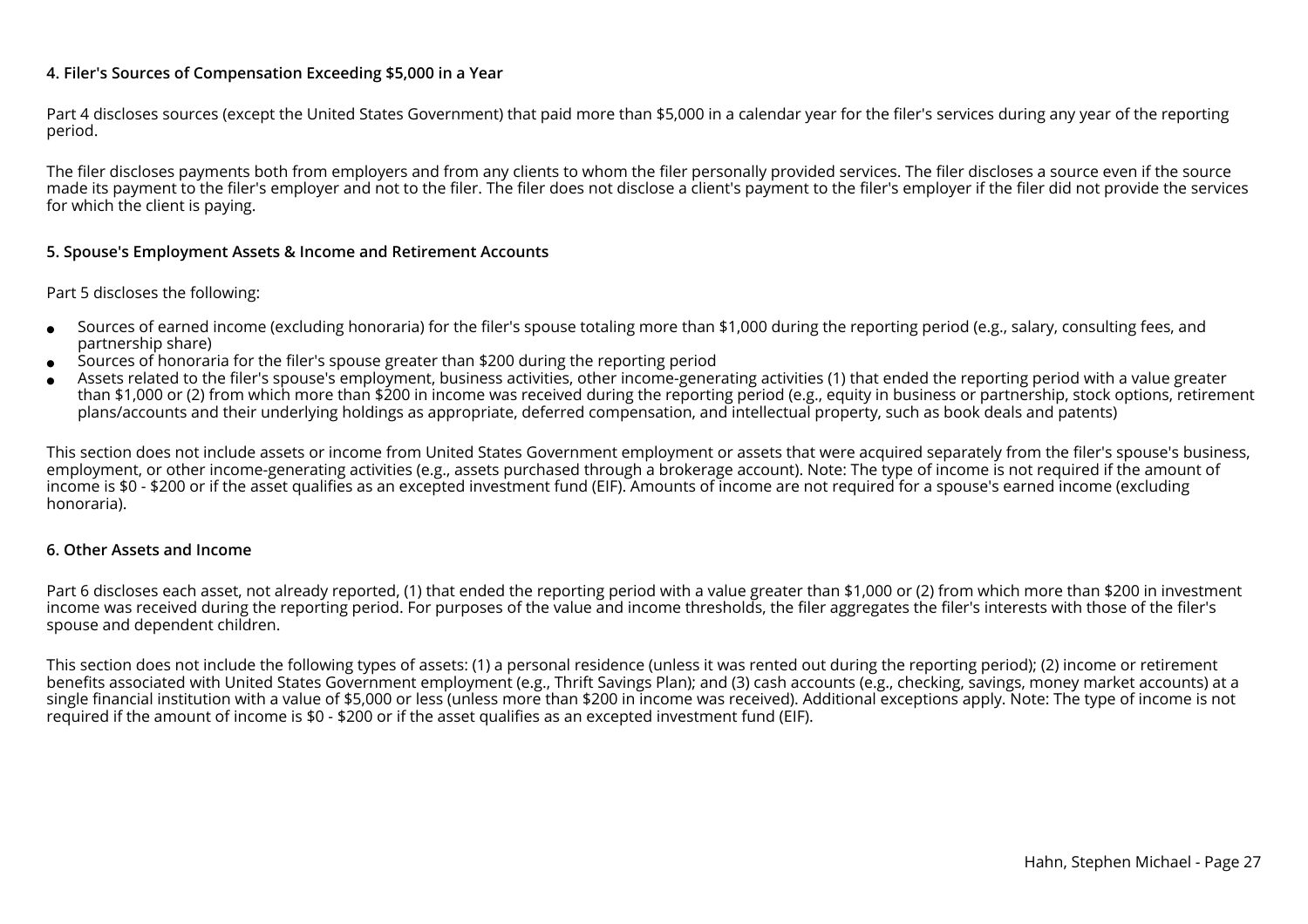### 4. Filer's Sources of Compensation Exceeding $5,000 in a Year

Part 4 discloses sources (except the United States Government) that paid more than $5,000 in a calendar year for the filer's services during any year of the reporting period.

The filer discloses payments both from employers and from any clients to whom the filer personally provided services. The filer discloses a source even if the source made its payment to the filer's employer and not to the filer. The filer does not disclose a client's payment to the filer's employer if the filer did not provide the services for which the client is paying.

### 5. Spouse's Employment Assets & Income and Retirement Accounts

Part 5 discloses the following:

- Sources of earned income (excluding honoraria) for the filer's spouse totaling more than $1,000 during the reporting period (e.g., salary, consulting fees, and partnership share)
- Sources of honoraria for the filer's spouse greater than $200 during the reporting period
- Assets related to the filer's spouse's employment, business activities, other income-generating activities (1) that ended the reporting period with a value greater than $1,000 or (2) from which more than $200 in income was received during the reporting period (e.g., equity in business or partnership, stock options, retirement plans/accounts and their underlying holdings as appropriate, deferred compensation, and intellectual property, such as book deals and patents)

This section does not include assets or income from United States Government employment or assets that were acquired separately from the filer's spouse's business, employment, or other income-generating activities (e.g., assets purchased through a brokerage account). Note: The type of income is not required if the amount of income is $0 - $200 or if the asset qualifies as an excepted investment fund (EIF). Amounts of income are not required for a spouse's earned income (excluding honoraria).

### 6. Other Assets and Income

Part 6 discloses each asset, not already reported, (1) that ended the reporting period with a value greater than $1,000 or (2) from which more than $200 in investment income was received during the reporting period. For purposes of the value and income thresholds, the filer aggregates the filer's interests with those of the filer's spouse and dependent children.

This section does not include the following types of assets: (1) a personal residence (unless it was rented out during the reporting period); (2) income or retirement benefits associated with United States Government employment (e.g., Thrift Savings Plan); and (3) cash accounts (e.g., checking, savings, money market accounts) at a single financial institution with a value of $5,000 or less (unless more than $200 in income was received). Additional exceptions apply. Note: The type of income is not required if the amount of income is $0 - $200 or if the asset qualifies as an excepted investment fund (EIF).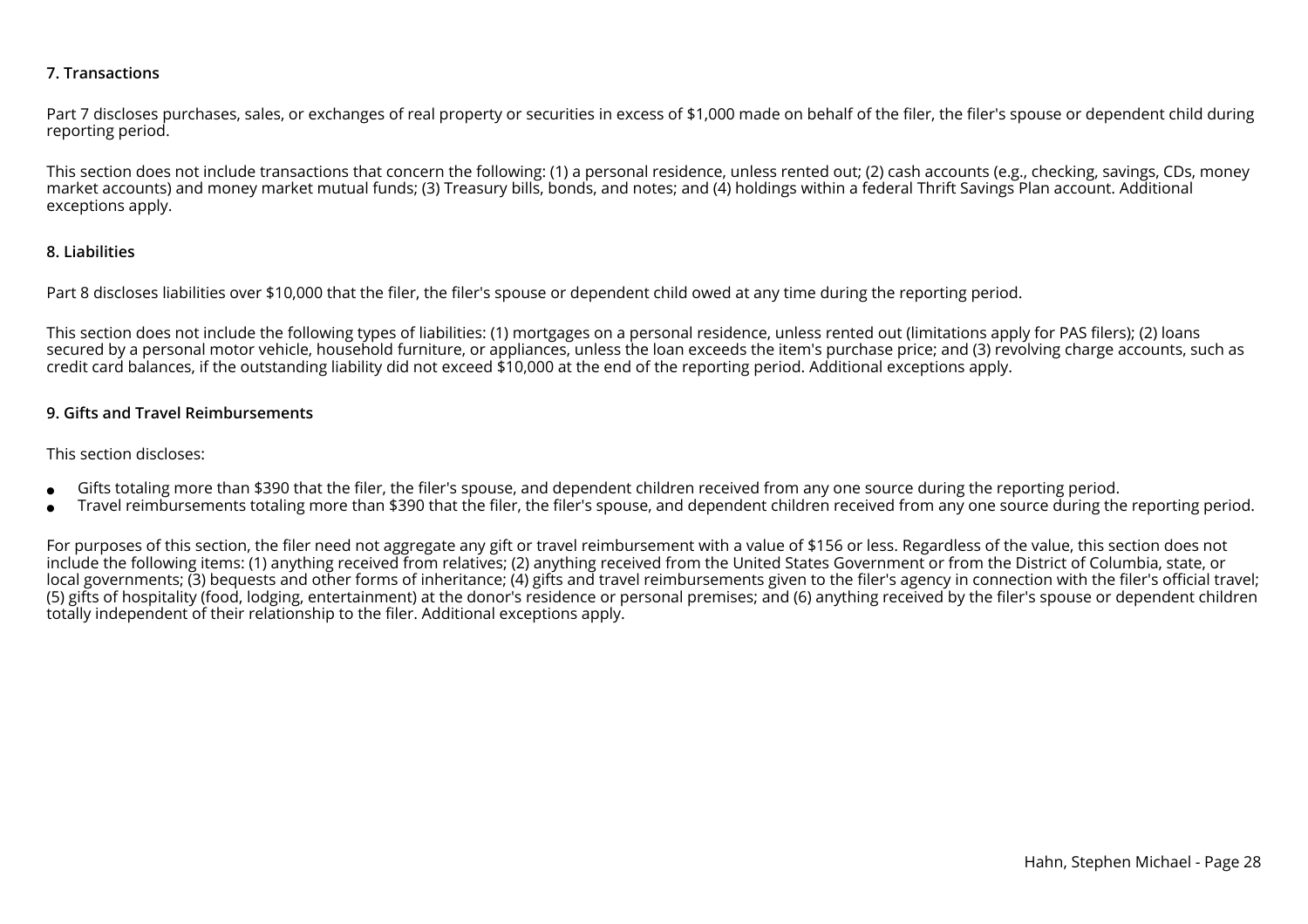### 7. Transactions

Part 7 discloses purchases, sales, or exchanges of real property or securities in excess of $1,000 made on behalf of the filer, the filer's spouse or dependent child during reporting period.

This section does not include transactions that concern the following: (1) a personal residence, unless rented out; (2) cash accounts (e.g., checking, savings, CDs, money market accounts) and money market mutual funds; (3) Treasury bills, bonds, and notes; and (4) holdings within a federal Thrift Savings Plan account. Additional exceptions apply.

### 8. Liabilities

Part 8 discloses liabilities over $10,000 that the filer, the filer's spouse or dependent child owed at any time during the reporting period.

This section does not include the following types of liabilities: (1) mortgages on a personal residence, unless rented out (limitations apply for PAS filers); (2) loans secured by a personal motor vehicle, household furniture, or appliances, unless the loan exceeds the item's purchase price; and (3) revolving charge accounts, such as credit card balances, if the outstanding liability did not exceed $10,000 at the end of the reporting period. Additional exceptions apply.

### 9. Gifts and Travel Reimbursements

This section discloses:

- Gifts totaling more than $390 that the filer, the filer's spouse, and dependent children received from any one source during the reporting period.
- Travel reimbursements totaling more than $390 that the filer, the filer's spouse, and dependent children received from any one source during the reporting period.

For purposes of this section, the filer need not aggregate any gift or travel reimbursement with a value of $156 or less. Regardless of the value, this section does not include the following items: (1) anything received from relatives; (2) anything received from the United States Government or from the District of Columbia, state, or local governments; (3) bequests and other forms of inheritance; (4) gifts and travel reimbursements given to the filer's agency in connection with the filer's official travel; (5) gifts of hospitality (food, lodging, entertainment) at the donor's residence or personal premises; and (6) anything received by the filer's spouse or dependent children totally independent of their relationship to the filer. Additional exceptions apply.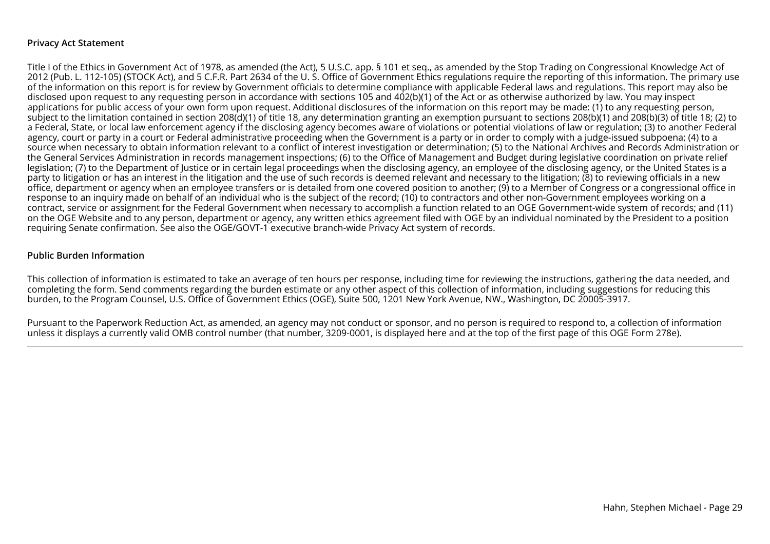**Privacy Act Statement**

Title I of the Ethics in Government Act of 1978, as amended (the Act), 5 U.S.C. app. § 101 et seq., as amended by the Stop Trading on Congressional Knowledge Act of 2012 (Pub. L. 112-105) (STOCK Act), and 5 C.F.R. Part 2634 of the U. S. Office of Government Ethics regulations require the reporting of this information. The primary use of the information on this report is for review by Government officials to determine compliance with applicable Federal laws and regulations. This report may also be disclosed upon request to any requesting person in accordance with sections 105 and 402(b)(1) of the Act or as otherwise authorized by law. You may inspect applications for public access of your own form upon request. Additional disclosures of the information on this report may be made: (1) to any requesting person, subject to the limitation contained in section 208(d)(1) of title 18, any determination granting an exemption pursuant to sections 208(b)(1) and 208(b)(3) of title 18; (2) to a Federal, State, or local law enforcement agency if the disclosing agency becomes aware of violations or potential violations of law or regulation; (3) to another Federal agency, court or party in a court or Federal administrative proceeding when the Government is a party or in order to comply with a judge-issued subpoena; (4) to a source when necessary to obtain information relevant to a conflict of interest investigation or determination; (5) to the National Archives and Records Administration or the General Services Administration in records management inspections; (6) to the Office of Management and Budget during legislative coordination on private relief legislation; (7) to the Department of Justice or in certain legal proceedings when the disclosing agency, an employee of the disclosing agency, or the United States is a party to litigation or has an interest in the litigation and the use of such records is deemed relevant and necessary to the litigation; (8) to reviewing officials in a new office, department or agency when an employee transfers or is detailed from one covered position to another; (9) to a Member of Congress or a congressional office in response to an inquiry made on behalf of an individual who is the subject of the record; (10) to contractors and other non-Government employees working on a contract, service or assignment for the Federal Government when necessary to accomplish a function related to an OGE Government-wide system of records; and (11) on the OGE Website and to any person, department or agency, any written ethics agreement filed with OGE by an individual nominated by the President to a position requiring Senate confirmation. See also the OGE/GOVT-1 executive branch-wide Privacy Act system of records.

**Public Burden Information**

This collection of information is estimated to take an average of ten hours per response, including time for reviewing the instructions, gathering the data needed, and completing the form. Send comments regarding the burden estimate or any other aspect of this collection of information, including suggestions for reducing this burden, to the Program Counsel, U.S. Office of Government Ethics (OGE), Suite 500, 1201 New York Avenue, NW., Washington, DC 20005-3917.

Pursuant to the Paperwork Reduction Act, as amended, an agency may not conduct or sponsor, and no person is required to respond to, a collection of information unless it displays a currently valid OMB control number (that number, 3209-0001, is displayed here and at the top of the first page of this OGE Form 278e).